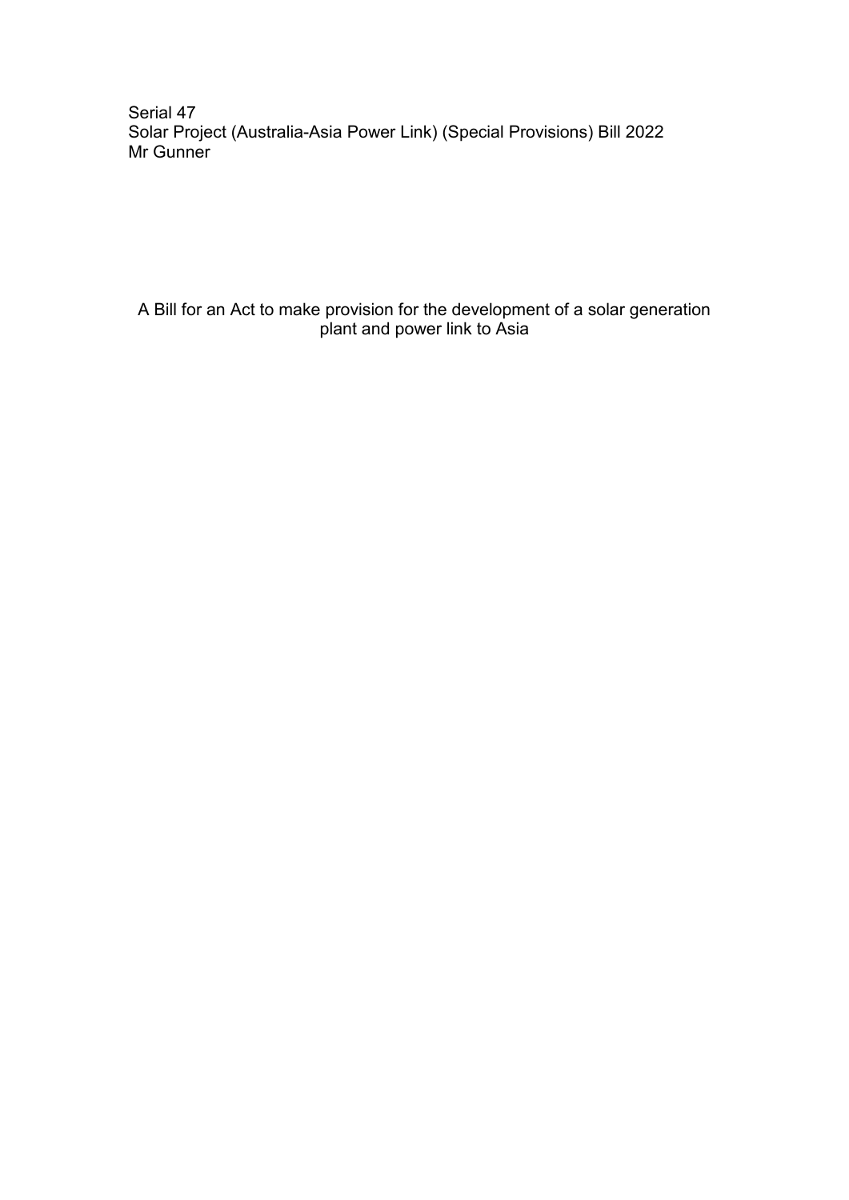Serial 47
Solar Project (Australia-Asia Power Link) (Special Provisions) Bill 2022
Mr Gunner

A Bill for an Act to make provision for the development of a solar generation plant and power link to Asia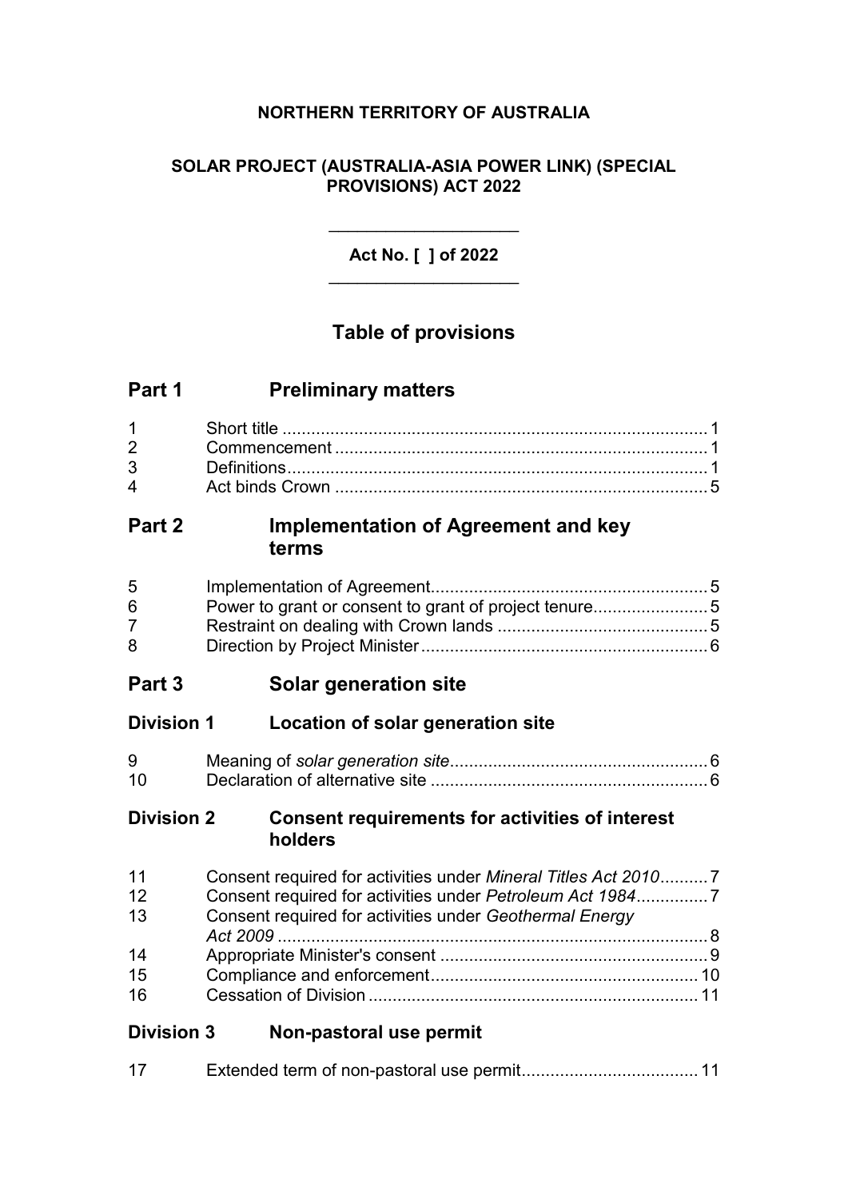**NORTHERN TERRITORY OF AUSTRALIA**

**SOLAR PROJECT (AUSTRALIA-ASIA POWER LINK) (SPECIAL PROVISIONS) ACT 2022**

---

**Act No. [ ] of 2022**

---

## Table of provisions

### Part 1 Preliminary matters

| | | |
|---|---|---|
| 1 | Short title | 1 |
| 2 | Commencement | 1 |
| 3 | Definitions | 1 |
| 4 | Act binds Crown | 5 |

### Part 2 Implementation of Agreement and key terms

| | | |
|---|---|---|
| 5 | Implementation of Agreement | 5 |
| 6 | Power to grant or consent to grant of project tenure | 5 |
| 7 | Restraint on dealing with Crown lands | 5 |
| 8 | Direction by Project Minister | 6 |

### Part 3 Solar generation site

#### Division 1 Location of solar generation site

| | | |
|---|---|---|
| 9 | Meaning of *solar generation site* | 6 |
| 10 | Declaration of alternative site | 6 |

#### Division 2 Consent requirements for activities of interest holders

| | | |
|---|---|---|
| 11 | Consent required for activities under *Mineral Titles Act 2010* | 7 |
| 12 | Consent required for activities under *Petroleum Act 1984* | 7 |
| 13 | Consent required for activities under *Geothermal Energy Act 2009* | 8 |
| 14 | Appropriate Minister's consent | 9 |
| 15 | Compliance and enforcement | 10 |
| 16 | Cessation of Division | 11 |

#### Division 3 Non-pastoral use permit

| | | |
|---|---|---|
| 17 | Extended term of non-pastoral use permit | 11 |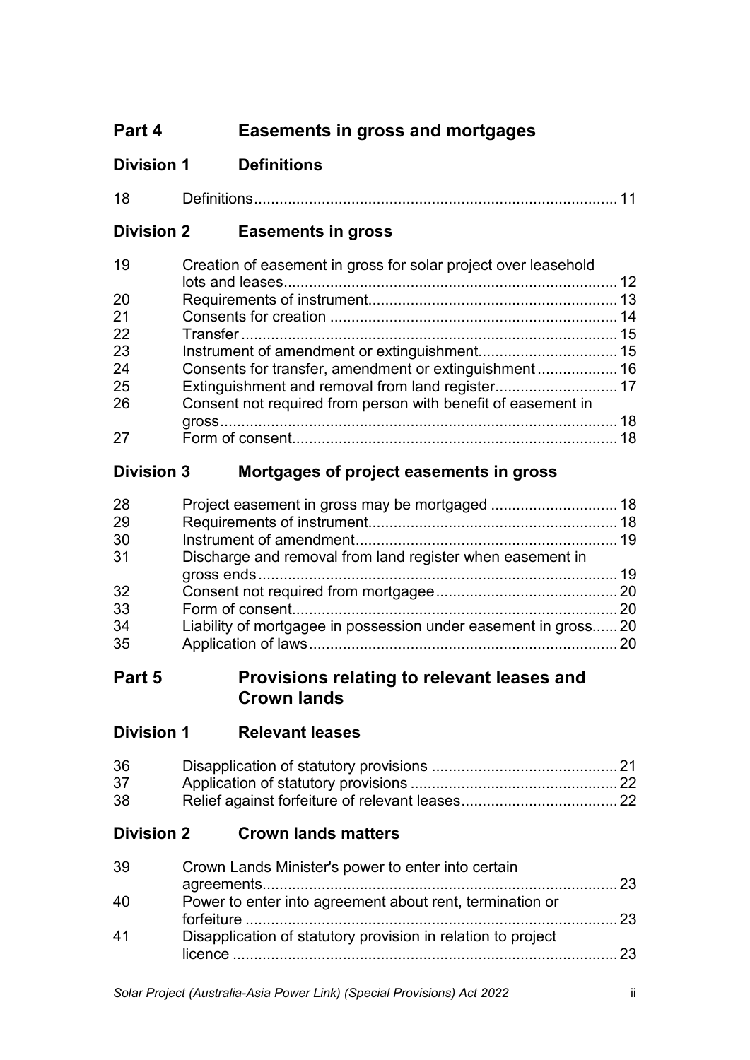## Part 4 Easements in gross and mortgages

### Division 1 Definitions

| | | |
|---|---|---|
| 18 | Definitions | 11 |

### Division 2 Easements in gross

| | | |
|---|---|---|
| 19 | Creation of easement in gross for solar project over leasehold lots and leases | 12 |
| 20 | Requirements of instrument | 13 |
| 21 | Consents for creation | 14 |
| 22 | Transfer | 15 |
| 23 | Instrument of amendment or extinguishment | 15 |
| 24 | Consents for transfer, amendment or extinguishment | 16 |
| 25 | Extinguishment and removal from land register | 17 |
| 26 | Consent not required from person with benefit of easement in gross | 18 |
| 27 | Form of consent | 18 |

### Division 3 Mortgages of project easements in gross

| | | |
|---|---|---|
| 28 | Project easement in gross may be mortgaged | 18 |
| 29 | Requirements of instrument | 18 |
| 30 | Instrument of amendment | 19 |
| 31 | Discharge and removal from land register when easement in gross ends | 19 |
| 32 | Consent not required from mortgagee | 20 |
| 33 | Form of consent | 20 |
| 34 | Liability of mortgagee in possession under easement in gross | 20 |
| 35 | Application of laws | 20 |

## Part 5 Provisions relating to relevant leases and Crown lands

### Division 1 Relevant leases

| | | |
|---|---|---|
| 36 | Disapplication of statutory provisions | 21 |
| 37 | Application of statutory provisions | 22 |
| 38 | Relief against forfeiture of relevant leases | 22 |

### Division 2 Crown lands matters

| | | |
|---|---|---|
| 39 | Crown Lands Minister's power to enter into certain agreements | 23 |
| 40 | Power to enter into agreement about rent, termination or forfeiture | 23 |
| 41 | Disapplication of statutory provision in relation to project licence | 23 |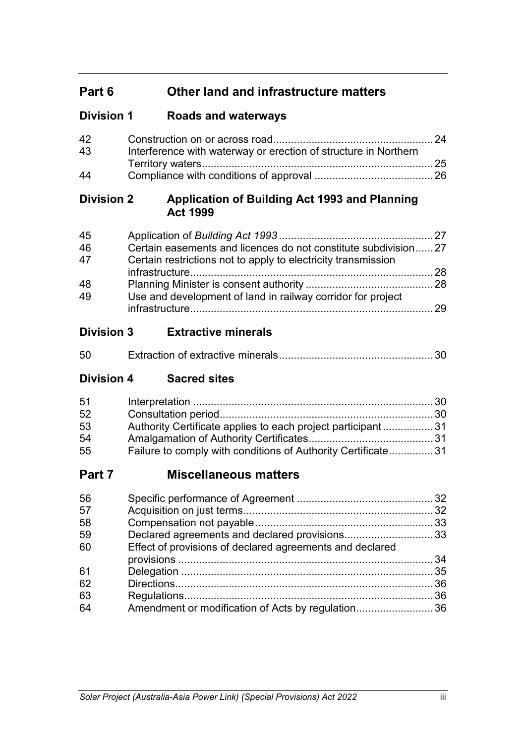## Part 6 Other land and infrastructure matters

### Division 1 Roads and waterways

| | | |
|---|---|---|
| 42 | Construction on or across road | 24 |
| 43 | Interference with waterway or erection of structure in Northern Territory waters | 25 |
| 44 | Compliance with conditions of approval | 26 |

### Division 2 Application of Building Act 1993 and Planning Act 1999

| | | |
|---|---|---|
| 45 | Application of *Building Act 1993* | 27 |
| 46 | Certain easements and licences do not constitute subdivision | 27 |
| 47 | Certain restrictions not to apply to electricity transmission infrastructure | 28 |
| 48 | Planning Minister is consent authority | 28 |
| 49 | Use and development of land in railway corridor for project infrastructure | 29 |

### Division 3 Extractive minerals

| | | |
|---|---|---|
| 50 | Extraction of extractive minerals | 30 |

### Division 4 Sacred sites

| | | |
|---|---|---|
| 51 | Interpretation | 30 |
| 52 | Consultation period | 30 |
| 53 | Authority Certificate applies to each project participant | 31 |
| 54 | Amalgamation of Authority Certificates | 31 |
| 55 | Failure to comply with conditions of Authority Certificate | 31 |

## Part 7 Miscellaneous matters

| | | |
|---|---|---|
| 56 | Specific performance of Agreement | 32 |
| 57 | Acquisition on just terms | 32 |
| 58 | Compensation not payable | 33 |
| 59 | Declared agreements and declared provisions | 33 |
| 60 | Effect of provisions of declared agreements and declared provisions | 34 |
| 61 | Delegation | 35 |
| 62 | Directions | 36 |
| 63 | Regulations | 36 |
| 64 | Amendment or modification of Acts by regulation | 36 |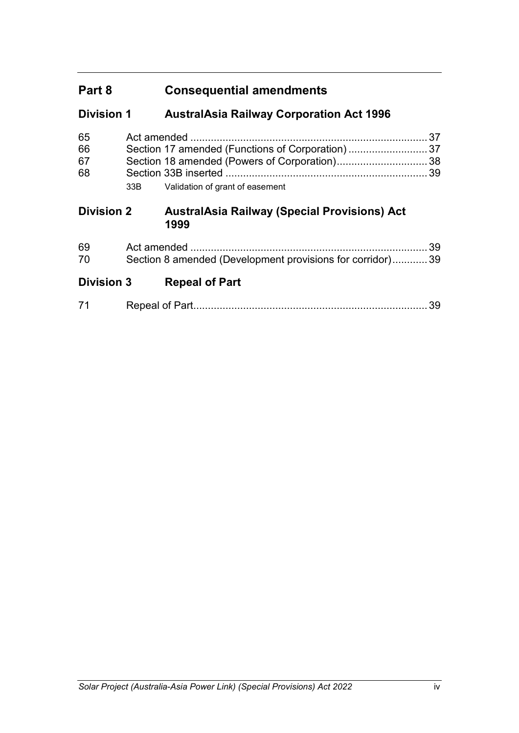## Part 8 Consequential amendments

### Division 1 AustralAsia Railway Corporation Act 1996

| | | |
|---|---|---|
| 65 | Act amended | 37 |
| 66 | Section 17 amended (Functions of Corporation) | 37 |
| 67 | Section 18 amended (Powers of Corporation) | 38 |
| 68 | Section 33B inserted | 39 |
| | 33B Validation of grant of easement | |

### Division 2 AustralAsia Railway (Special Provisions) Act 1999

| | | |
|---|---|---|
| 69 | Act amended | 39 |
| 70 | Section 8 amended (Development provisions for corridor) | 39 |

### Division 3 Repeal of Part

| | | |
|---|---|---|
| 71 | Repeal of Part | 39 |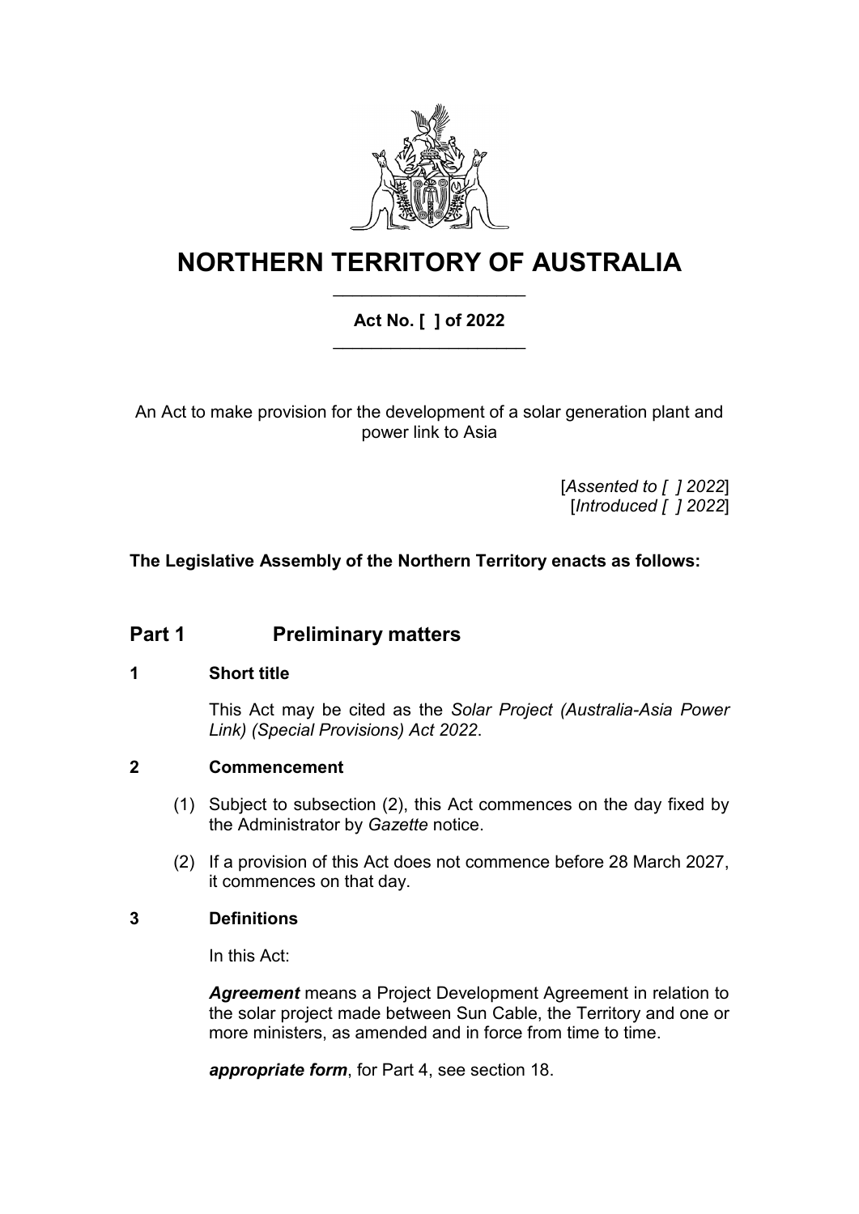# NORTHERN TERRITORY OF AUSTRALIA

**Act No. [ ] of 2022**

An Act to make provision for the development of a solar generation plant and power link to Asia

[*Assented to [ ] 2022*]
[*Introduced [ ] 2022*]

**The Legislative Assembly of the Northern Territory enacts as follows:**

## Part 1 Preliminary matters

### 1 Short title

This Act may be cited as the *Solar Project (Australia-Asia Power Link) (Special Provisions) Act 2022*.

### 2 Commencement

(1) Subject to subsection (2), this Act commences on the day fixed by the Administrator by *Gazette* notice.

(2) If a provision of this Act does not commence before 28 March 2027, it commences on that day.

### 3 Definitions

In this Act:

***Agreement*** means a Project Development Agreement in relation to the solar project made between Sun Cable, the Territory and one or more ministers, as amended and in force from time to time.

***appropriate form***, for Part 4, see section 18.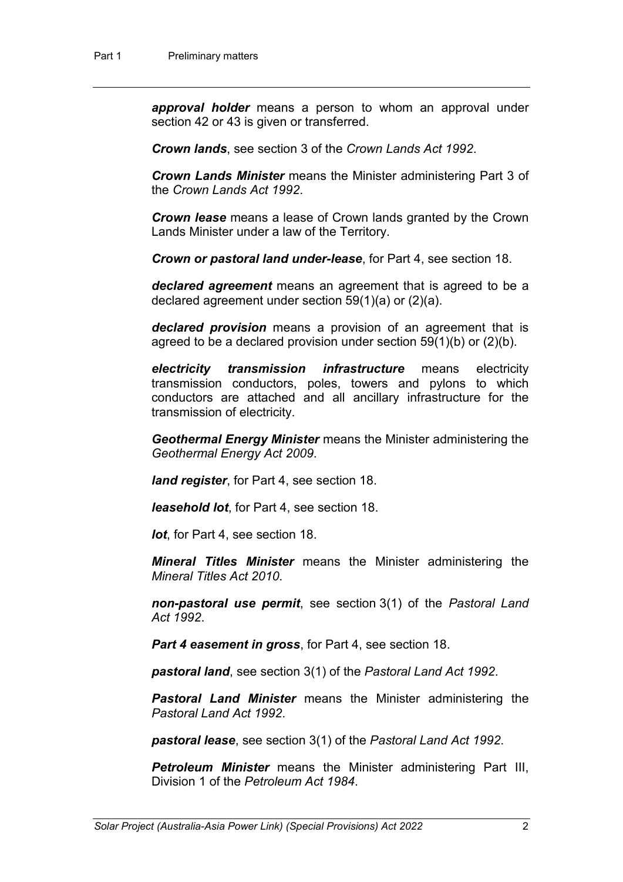***approval holder*** means a person to whom an approval under section 42 or 43 is given or transferred.

***Crown lands***, see section 3 of the *Crown Lands Act 1992*.

***Crown Lands Minister*** means the Minister administering Part 3 of the *Crown Lands Act 1992*.

***Crown lease*** means a lease of Crown lands granted by the Crown Lands Minister under a law of the Territory.

***Crown or pastoral land under-lease***, for Part 4, see section 18.

***declared agreement*** means an agreement that is agreed to be a declared agreement under section 59(1)(a) or (2)(a).

***declared provision*** means a provision of an agreement that is agreed to be a declared provision under section 59(1)(b) or (2)(b).

***electricity transmission infrastructure*** means electricity transmission conductors, poles, towers and pylons to which conductors are attached and all ancillary infrastructure for the transmission of electricity.

***Geothermal Energy Minister*** means the Minister administering the *Geothermal Energy Act 2009*.

***land register***, for Part 4, see section 18.

***leasehold lot***, for Part 4, see section 18.

***lot***, for Part 4, see section 18.

***Mineral Titles Minister*** means the Minister administering the *Mineral Titles Act 2010*.

***non-pastoral use permit***, see section 3(1) of the *Pastoral Land Act 1992*.

***Part 4 easement in gross***, for Part 4, see section 18.

***pastoral land***, see section 3(1) of the *Pastoral Land Act 1992*.

***Pastoral Land Minister*** means the Minister administering the *Pastoral Land Act 1992*.

***pastoral lease***, see section 3(1) of the *Pastoral Land Act 1992*.

***Petroleum Minister*** means the Minister administering Part III, Division 1 of the *Petroleum Act 1984*.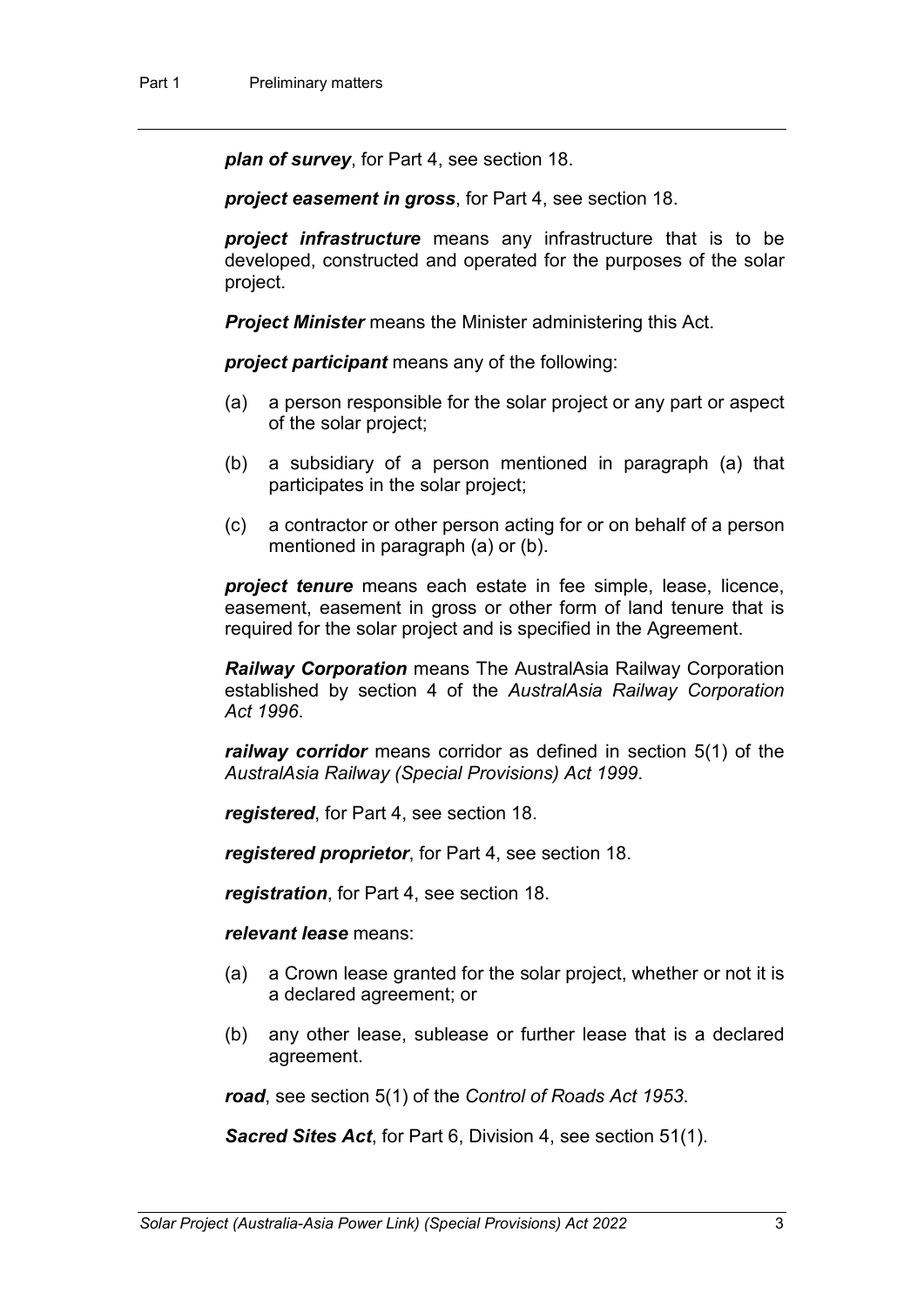***plan of survey***, for Part 4, see section 18.

***project easement in gross***, for Part 4, see section 18.

***project infrastructure*** means any infrastructure that is to be developed, constructed and operated for the purposes of the solar project.

***Project Minister*** means the Minister administering this Act.

***project participant*** means any of the following:

(a) a person responsible for the solar project or any part or aspect of the solar project;

(b) a subsidiary of a person mentioned in paragraph (a) that participates in the solar project;

(c) a contractor or other person acting for or on behalf of a person mentioned in paragraph (a) or (b).

***project tenure*** means each estate in fee simple, lease, licence, easement, easement in gross or other form of land tenure that is required for the solar project and is specified in the Agreement.

***Railway Corporation*** means The AustralAsia Railway Corporation established by section 4 of the *AustralAsia Railway Corporation Act 1996*.

***railway corridor*** means corridor as defined in section 5(1) of the *AustralAsia Railway (Special Provisions) Act 1999*.

***registered***, for Part 4, see section 18.

***registered proprietor***, for Part 4, see section 18.

***registration***, for Part 4, see section 18.

***relevant lease*** means:

(a) a Crown lease granted for the solar project, whether or not it is a declared agreement; or

(b) any other lease, sublease or further lease that is a declared agreement.

***road***, see section 5(1) of the *Control of Roads Act 1953*.

***Sacred Sites Act***, for Part 6, Division 4, see section 51(1).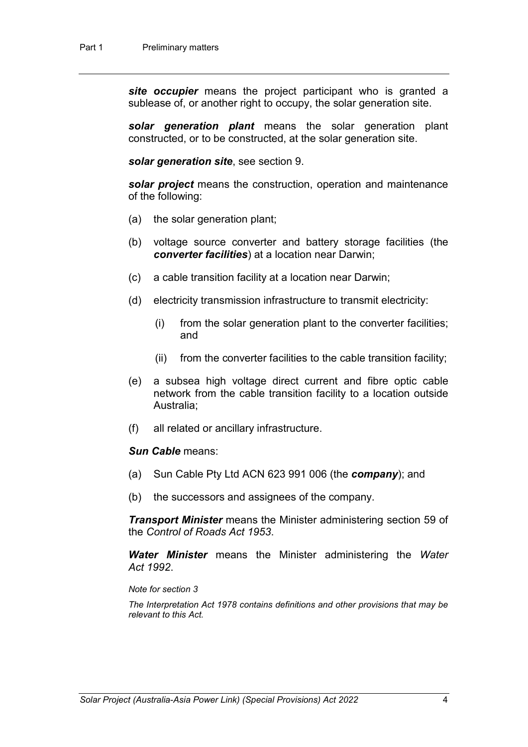***site occupier*** means the project participant who is granted a sublease of, or another right to occupy, the solar generation site.

***solar generation plant*** means the solar generation plant constructed, or to be constructed, at the solar generation site.

***solar generation site***, see section 9.

***solar project*** means the construction, operation and maintenance of the following:

(a) the solar generation plant;

(b) voltage source converter and battery storage facilities (the ***converter facilities***) at a location near Darwin;

(c) a cable transition facility at a location near Darwin;

(d) electricity transmission infrastructure to transmit electricity:

  (i) from the solar generation plant to the converter facilities; and

  (ii) from the converter facilities to the cable transition facility;

(e) a subsea high voltage direct current and fibre optic cable network from the cable transition facility to a location outside Australia;

(f) all related or ancillary infrastructure.

***Sun Cable*** means:

(a) Sun Cable Pty Ltd ACN 623 991 006 (the ***company***); and

(b) the successors and assignees of the company.

***Transport Minister*** means the Minister administering section 59 of the *Control of Roads Act 1953*.

***Water Minister*** means the Minister administering the *Water Act 1992*.

*Note for section 3*

*The Interpretation Act 1978 contains definitions and other provisions that may be relevant to this Act.*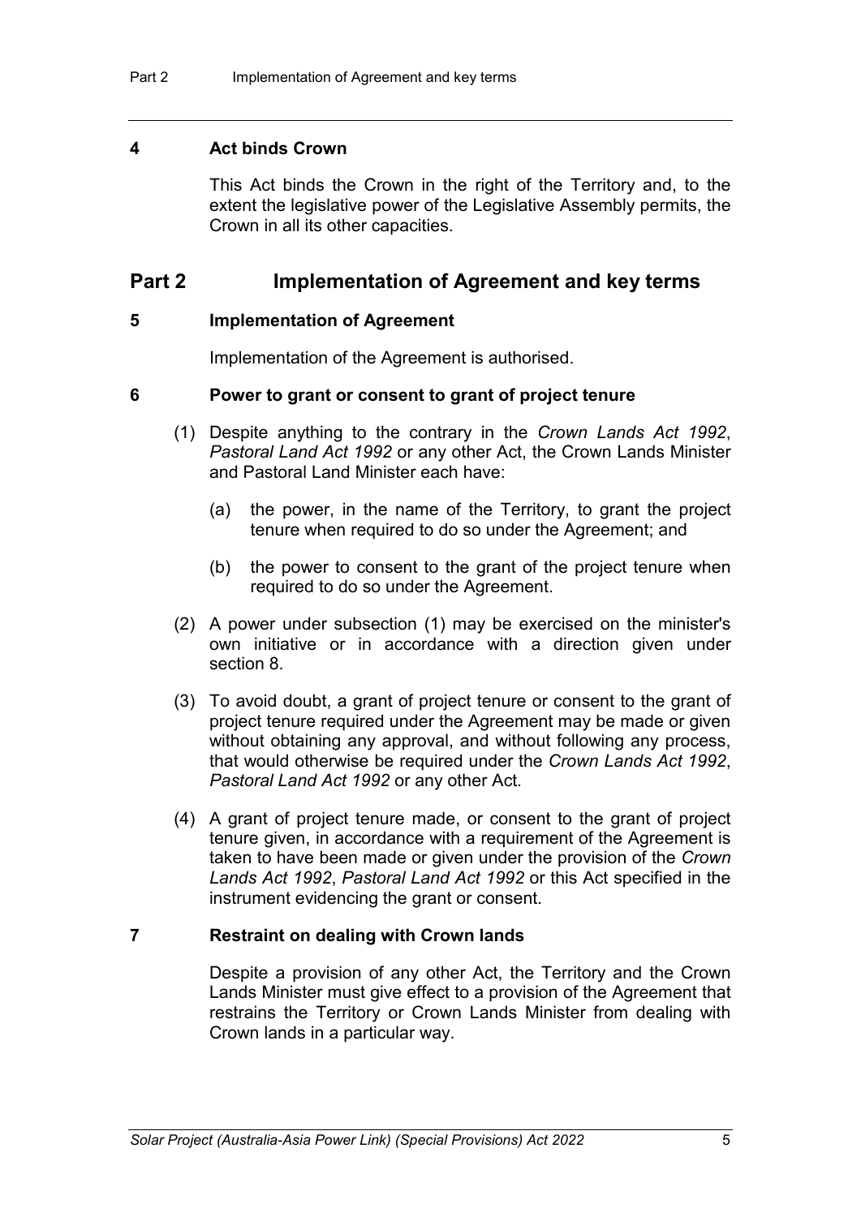### 4 Act binds Crown

This Act binds the Crown in the right of the Territory and, to the extent the legislative power of the Legislative Assembly permits, the Crown in all its other capacities.

## Part 2 Implementation of Agreement and key terms

### 5 Implementation of Agreement

Implementation of the Agreement is authorised.

### 6 Power to grant or consent to grant of project tenure

(1) Despite anything to the contrary in the *Crown Lands Act 1992*, *Pastoral Land Act 1992* or any other Act, the Crown Lands Minister and Pastoral Land Minister each have:

(a) the power, in the name of the Territory, to grant the project tenure when required to do so under the Agreement; and

(b) the power to consent to the grant of the project tenure when required to do so under the Agreement.

(2) A power under subsection (1) may be exercised on the minister's own initiative or in accordance with a direction given under section 8.

(3) To avoid doubt, a grant of project tenure or consent to the grant of project tenure required under the Agreement may be made or given without obtaining any approval, and without following any process, that would otherwise be required under the *Crown Lands Act 1992*, *Pastoral Land Act 1992* or any other Act.

(4) A grant of project tenure made, or consent to the grant of project tenure given, in accordance with a requirement of the Agreement is taken to have been made or given under the provision of the *Crown Lands Act 1992*, *Pastoral Land Act 1992* or this Act specified in the instrument evidencing the grant or consent.

### 7 Restraint on dealing with Crown lands

Despite a provision of any other Act, the Territory and the Crown Lands Minister must give effect to a provision of the Agreement that restrains the Territory or Crown Lands Minister from dealing with Crown lands in a particular way.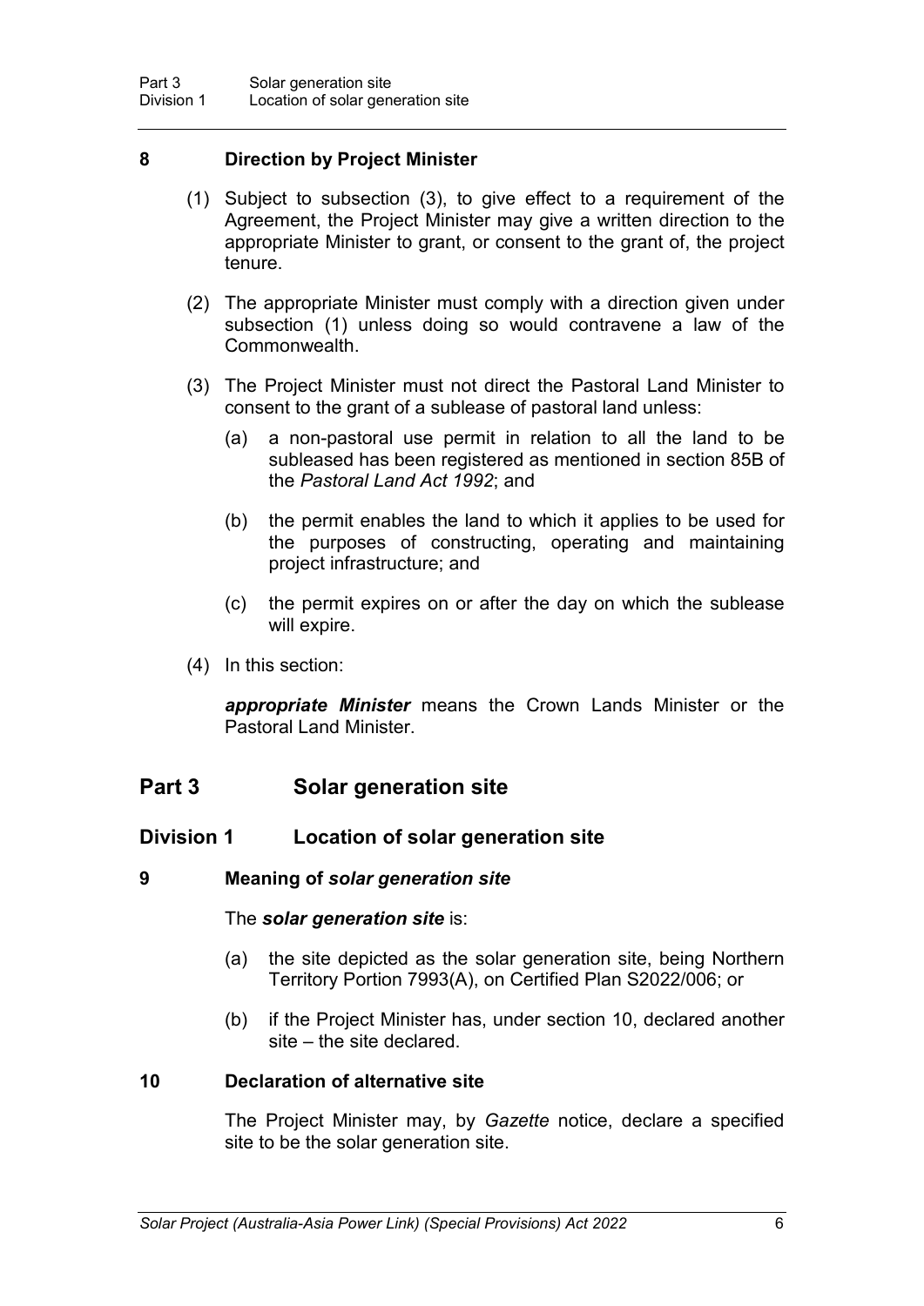### 8 Direction by Project Minister

(1) Subject to subsection (3), to give effect to a requirement of the Agreement, the Project Minister may give a written direction to the appropriate Minister to grant, or consent to the grant of, the project tenure.

(2) The appropriate Minister must comply with a direction given under subsection (1) unless doing so would contravene a law of the Commonwealth.

(3) The Project Minister must not direct the Pastoral Land Minister to consent to the grant of a sublease of pastoral land unless:

(a) a non-pastoral use permit in relation to all the land to be subleased has been registered as mentioned in section 85B of the *Pastoral Land Act 1992*; and

(b) the permit enables the land to which it applies to be used for the purposes of constructing, operating and maintaining project infrastructure; and

(c) the permit expires on or after the day on which the sublease will expire.

(4) In this section:

***appropriate Minister*** means the Crown Lands Minister or the Pastoral Land Minister.

## Part 3 Solar generation site

## Division 1 Location of solar generation site

### 9 Meaning of *solar generation site*

The ***solar generation site*** is:

(a) the site depicted as the solar generation site, being Northern Territory Portion 7993(A), on Certified Plan S2022/006; or

(b) if the Project Minister has, under section 10, declared another site – the site declared.

### 10 Declaration of alternative site

The Project Minister may, by *Gazette* notice, declare a specified site to be the solar generation site.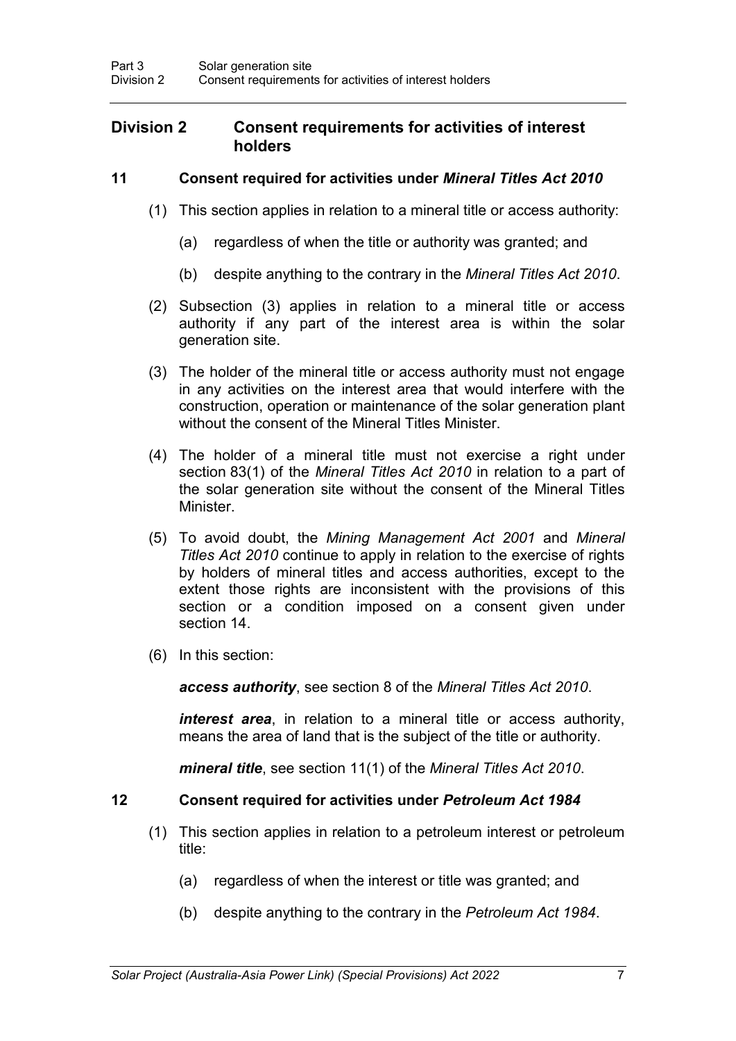## Division 2 Consent requirements for activities of interest holders

### 11 Consent required for activities under *Mineral Titles Act 2010*

(1) This section applies in relation to a mineral title or access authority:

(a) regardless of when the title or authority was granted; and

(b) despite anything to the contrary in the *Mineral Titles Act 2010*.

(2) Subsection (3) applies in relation to a mineral title or access authority if any part of the interest area is within the solar generation site.

(3) The holder of the mineral title or access authority must not engage in any activities on the interest area that would interfere with the construction, operation or maintenance of the solar generation plant without the consent of the Mineral Titles Minister.

(4) The holder of a mineral title must not exercise a right under section 83(1) of the *Mineral Titles Act 2010* in relation to a part of the solar generation site without the consent of the Mineral Titles Minister.

(5) To avoid doubt, the *Mining Management Act 2001* and *Mineral Titles Act 2010* continue to apply in relation to the exercise of rights by holders of mineral titles and access authorities, except to the extent those rights are inconsistent with the provisions of this section or a condition imposed on a consent given under section 14.

(6) In this section:

***access authority***, see section 8 of the *Mineral Titles Act 2010*.

***interest area***, in relation to a mineral title or access authority, means the area of land that is the subject of the title or authority.

***mineral title***, see section 11(1) of the *Mineral Titles Act 2010*.

### 12 Consent required for activities under *Petroleum Act 1984*

(1) This section applies in relation to a petroleum interest or petroleum title:

(a) regardless of when the interest or title was granted; and

(b) despite anything to the contrary in the *Petroleum Act 1984*.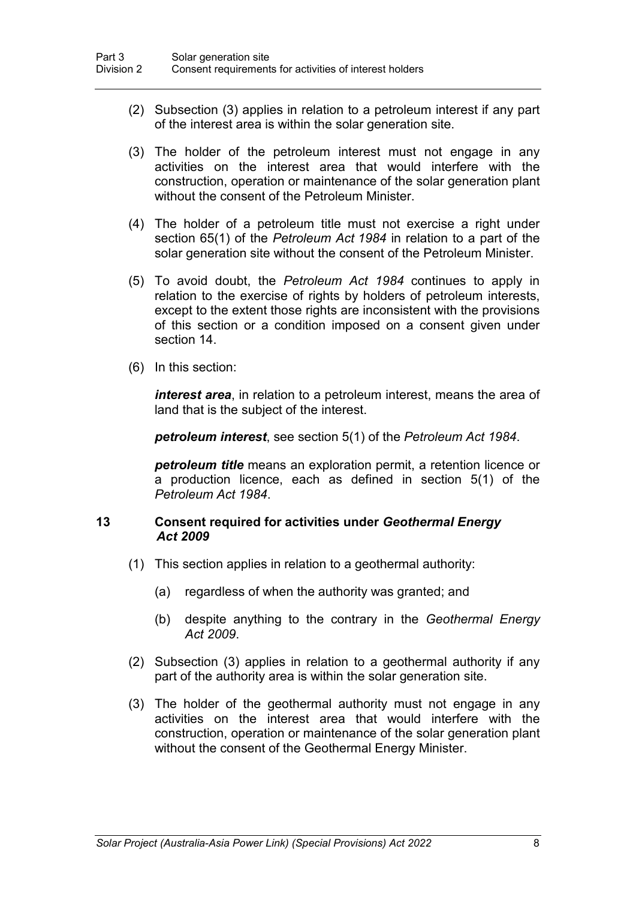(2) Subsection (3) applies in relation to a petroleum interest if any part of the interest area is within the solar generation site.

(3) The holder of the petroleum interest must not engage in any activities on the interest area that would interfere with the construction, operation or maintenance of the solar generation plant without the consent of the Petroleum Minister.

(4) The holder of a petroleum title must not exercise a right under section 65(1) of the *Petroleum Act 1984* in relation to a part of the solar generation site without the consent of the Petroleum Minister.

(5) To avoid doubt, the *Petroleum Act 1984* continues to apply in relation to the exercise of rights by holders of petroleum interests, except to the extent those rights are inconsistent with the provisions of this section or a condition imposed on a consent given under section 14.

(6) In this section:

***interest area***, in relation to a petroleum interest, means the area of land that is the subject of the interest.

***petroleum interest***, see section 5(1) of the *Petroleum Act 1984*.

***petroleum title*** means an exploration permit, a retention licence or a production licence, each as defined in section 5(1) of the *Petroleum Act 1984*.

### 13 Consent required for activities under *Geothermal Energy Act 2009*

(1) This section applies in relation to a geothermal authority:

(a) regardless of when the authority was granted; and

(b) despite anything to the contrary in the *Geothermal Energy Act 2009*.

(2) Subsection (3) applies in relation to a geothermal authority if any part of the authority area is within the solar generation site.

(3) The holder of the geothermal authority must not engage in any activities on the interest area that would interfere with the construction, operation or maintenance of the solar generation plant without the consent of the Geothermal Energy Minister.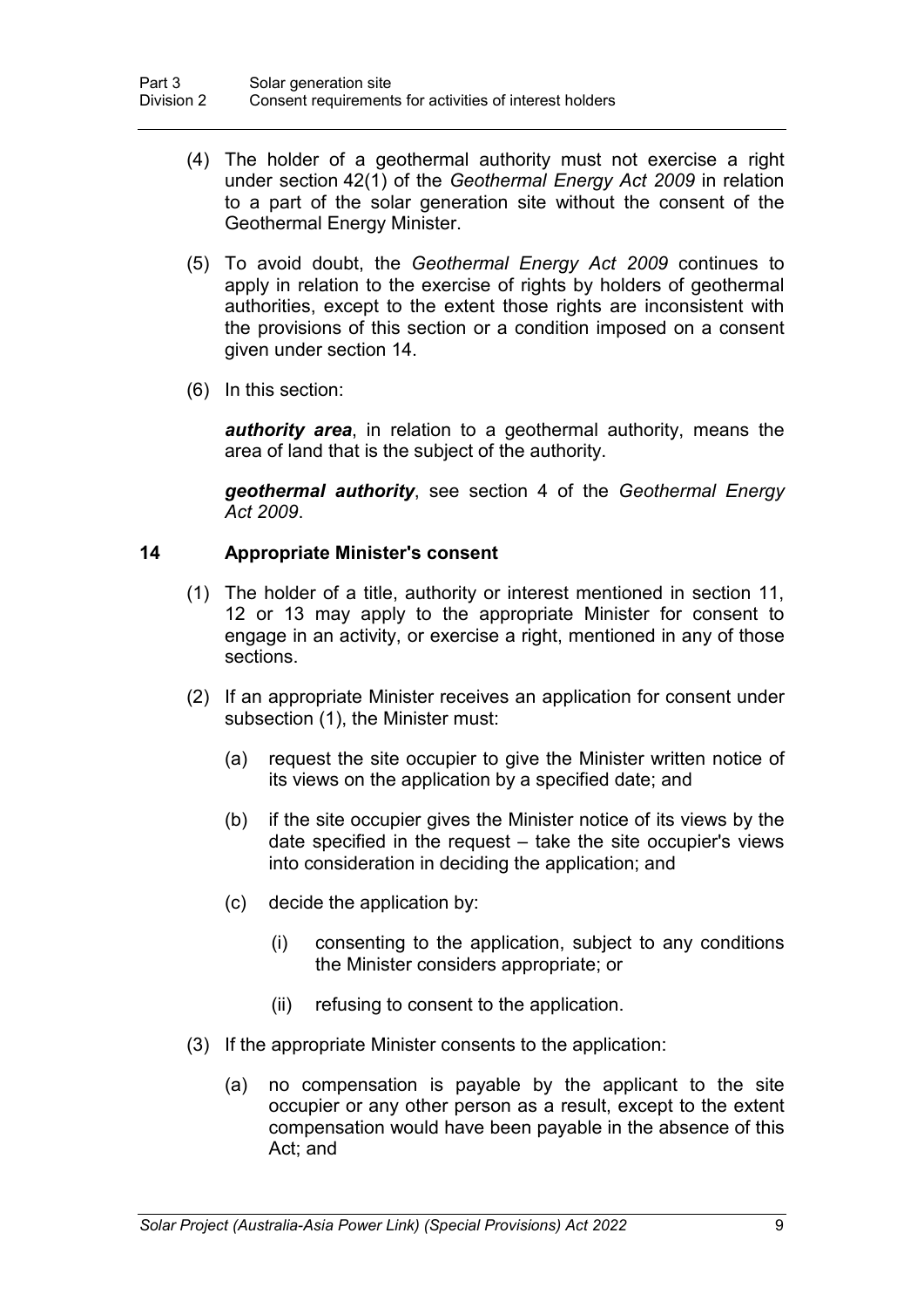(4) The holder of a geothermal authority must not exercise a right under section 42(1) of the *Geothermal Energy Act 2009* in relation to a part of the solar generation site without the consent of the Geothermal Energy Minister.

(5) To avoid doubt, the *Geothermal Energy Act 2009* continues to apply in relation to the exercise of rights by holders of geothermal authorities, except to the extent those rights are inconsistent with the provisions of this section or a condition imposed on a consent given under section 14.

(6) In this section:

***authority area***, in relation to a geothermal authority, means the area of land that is the subject of the authority.

***geothermal authority***, see section 4 of the *Geothermal Energy Act 2009*.

## 14 Appropriate Minister's consent

(1) The holder of a title, authority or interest mentioned in section 11, 12 or 13 may apply to the appropriate Minister for consent to engage in an activity, or exercise a right, mentioned in any of those sections.

(2) If an appropriate Minister receives an application for consent under subsection (1), the Minister must:

- (a) request the site occupier to give the Minister written notice of its views on the application by a specified date; and
- (b) if the site occupier gives the Minister notice of its views by the date specified in the request – take the site occupier's views into consideration in deciding the application; and
- (c) decide the application by:
  - (i) consenting to the application, subject to any conditions the Minister considers appropriate; or
  - (ii) refusing to consent to the application.

(3) If the appropriate Minister consents to the application:

- (a) no compensation is payable by the applicant to the site occupier or any other person as a result, except to the extent compensation would have been payable in the absence of this Act; and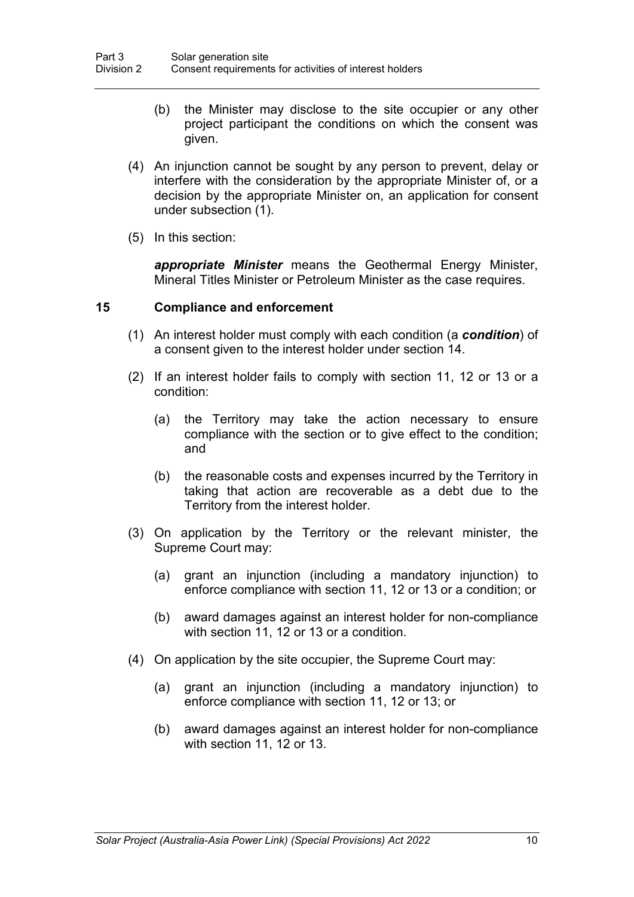(b) the Minister may disclose to the site occupier or any other project participant the conditions on which the consent was given.

(4) An injunction cannot be sought by any person to prevent, delay or interfere with the consideration by the appropriate Minister of, or a decision by the appropriate Minister on, an application for consent under subsection (1).

(5) In this section:

***appropriate Minister*** means the Geothermal Energy Minister, Mineral Titles Minister or Petroleum Minister as the case requires.

### 15 Compliance and enforcement

(1) An interest holder must comply with each condition (a ***condition***) of a consent given to the interest holder under section 14.

(2) If an interest holder fails to comply with section 11, 12 or 13 or a condition:

(a) the Territory may take the action necessary to ensure compliance with the section or to give effect to the condition; and

(b) the reasonable costs and expenses incurred by the Territory in taking that action are recoverable as a debt due to the Territory from the interest holder.

(3) On application by the Territory or the relevant minister, the Supreme Court may:

(a) grant an injunction (including a mandatory injunction) to enforce compliance with section 11, 12 or 13 or a condition; or

(b) award damages against an interest holder for non-compliance with section 11, 12 or 13 or a condition.

(4) On application by the site occupier, the Supreme Court may:

(a) grant an injunction (including a mandatory injunction) to enforce compliance with section 11, 12 or 13; or

(b) award damages against an interest holder for non-compliance with section 11, 12 or 13.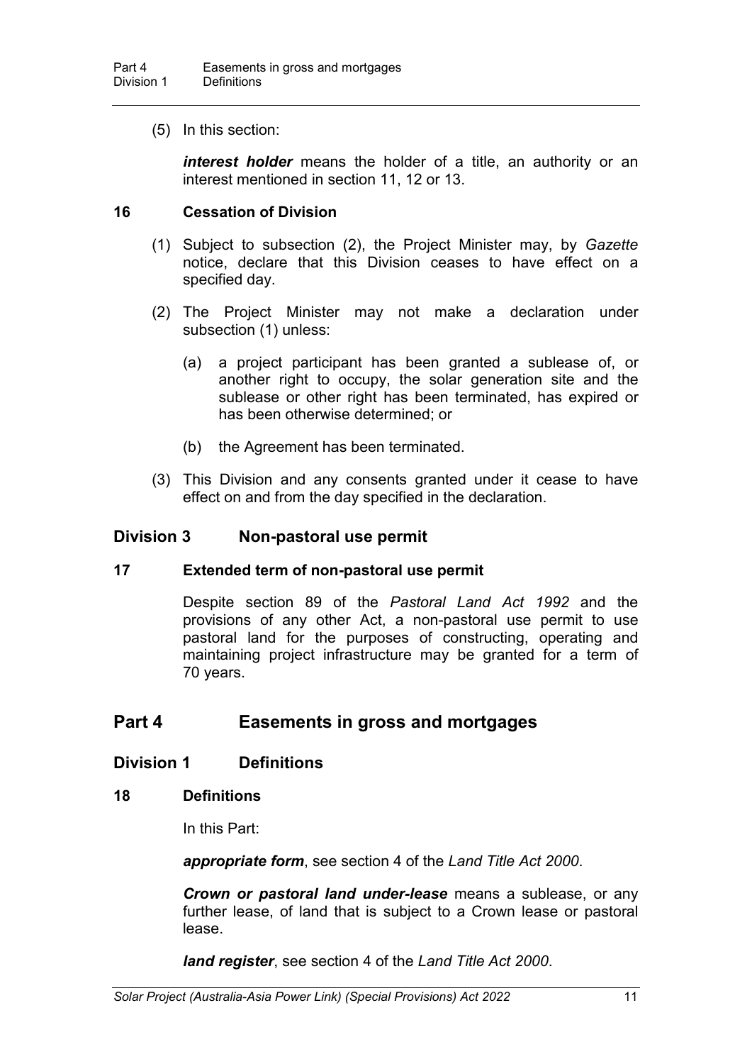(5) In this section:

***interest holder*** means the holder of a title, an authority or an interest mentioned in section 11, 12 or 13.

### 16 Cessation of Division

(1) Subject to subsection (2), the Project Minister may, by *Gazette* notice, declare that this Division ceases to have effect on a specified day.

(2) The Project Minister may not make a declaration under subsection (1) unless:

(a) a project participant has been granted a sublease of, or another right to occupy, the solar generation site and the sublease or other right has been terminated, has expired or has been otherwise determined; or

(b) the Agreement has been terminated.

(3) This Division and any consents granted under it cease to have effect on and from the day specified in the declaration.

## Division 3 Non-pastoral use permit

### 17 Extended term of non-pastoral use permit

Despite section 89 of the *Pastoral Land Act 1992* and the provisions of any other Act, a non-pastoral use permit to use pastoral land for the purposes of constructing, operating and maintaining project infrastructure may be granted for a term of 70 years.

# Part 4 Easements in gross and mortgages

## Division 1 Definitions

### 18 Definitions

In this Part:

***appropriate form***, see section 4 of the *Land Title Act 2000*.

***Crown or pastoral land under-lease*** means a sublease, or any further lease, of land that is subject to a Crown lease or pastoral lease.

***land register***, see section 4 of the *Land Title Act 2000*.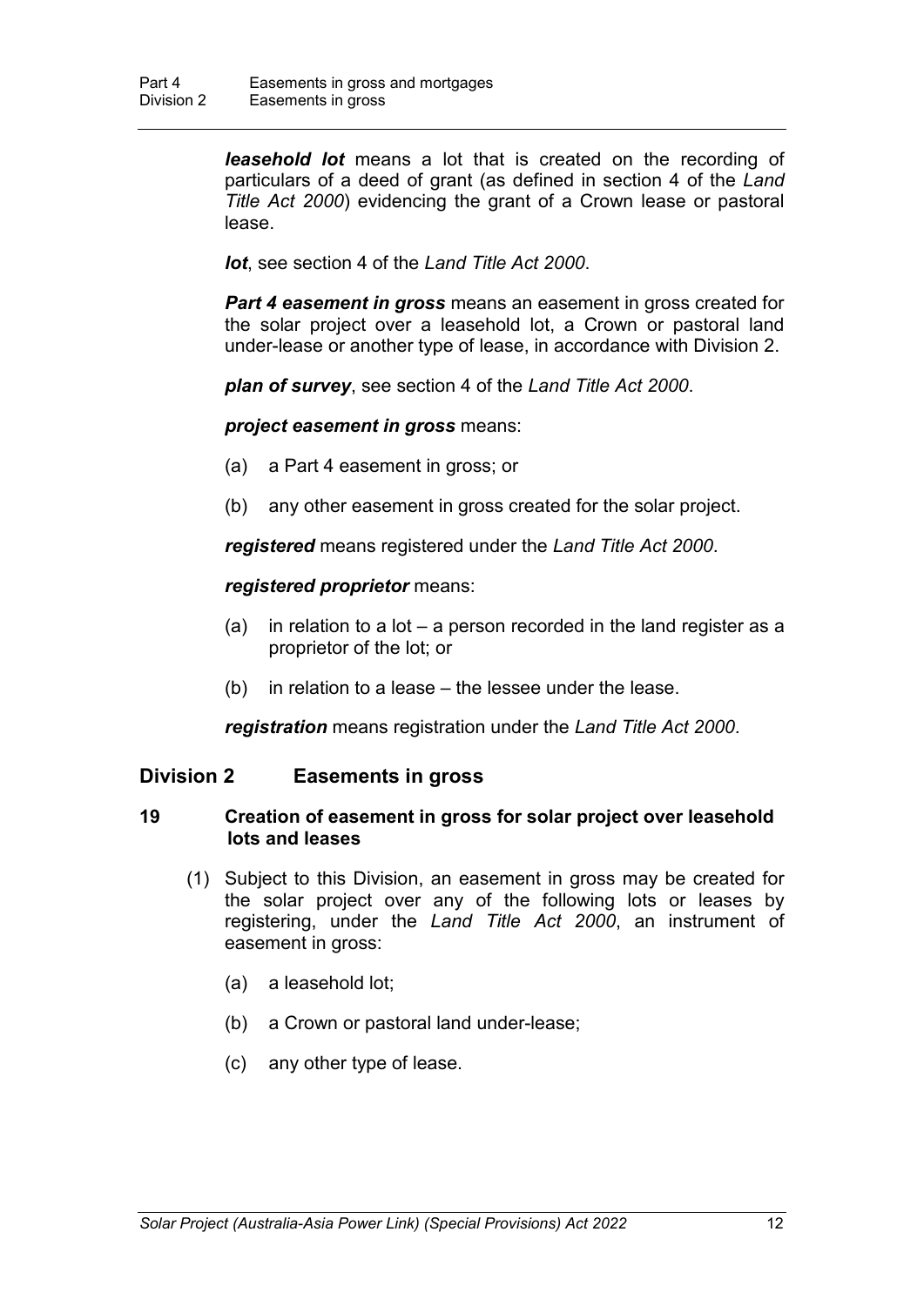***leasehold lot*** means a lot that is created on the recording of particulars of a deed of grant (as defined in section 4 of the *Land Title Act 2000*) evidencing the grant of a Crown lease or pastoral lease.

***lot***, see section 4 of the *Land Title Act 2000*.

***Part 4 easement in gross*** means an easement in gross created for the solar project over a leasehold lot, a Crown or pastoral land under-lease or another type of lease, in accordance with Division 2.

***plan of survey***, see section 4 of the *Land Title Act 2000*.

***project easement in gross*** means:

(a) a Part 4 easement in gross; or

(b) any other easement in gross created for the solar project.

***registered*** means registered under the *Land Title Act 2000*.

***registered proprietor*** means:

(a) in relation to a lot – a person recorded in the land register as a proprietor of the lot; or

(b) in relation to a lease – the lessee under the lease.

***registration*** means registration under the *Land Title Act 2000*.

## Division 2 Easements in gross

### 19 Creation of easement in gross for solar project over leasehold lots and leases

(1) Subject to this Division, an easement in gross may be created for the solar project over any of the following lots or leases by registering, under the *Land Title Act 2000*, an instrument of easement in gross:

(a) a leasehold lot;

(b) a Crown or pastoral land under-lease;

(c) any other type of lease.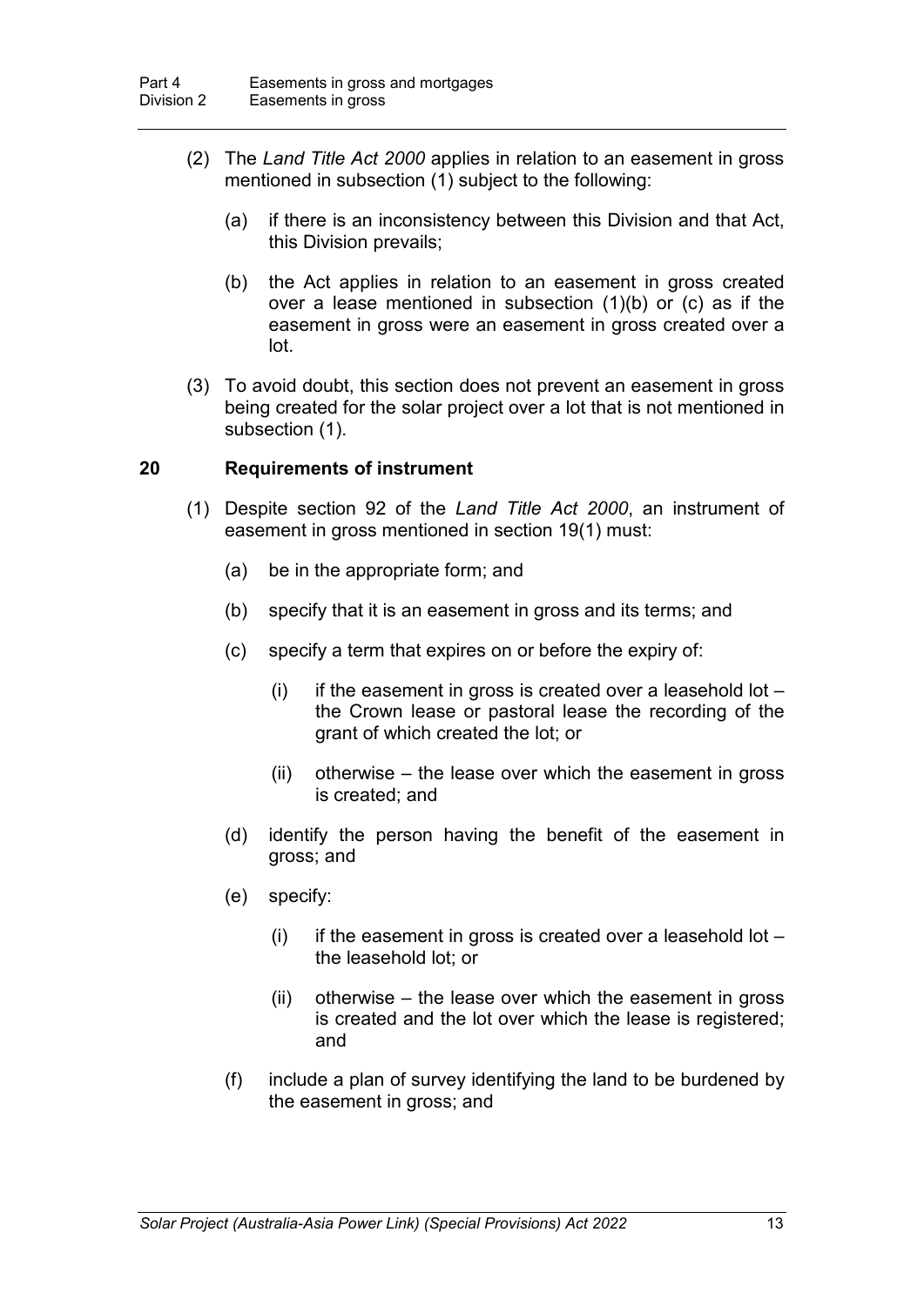(2) The *Land Title Act 2000* applies in relation to an easement in gross mentioned in subsection (1) subject to the following:

(a) if there is an inconsistency between this Division and that Act, this Division prevails;

(b) the Act applies in relation to an easement in gross created over a lease mentioned in subsection (1)(b) or (c) as if the easement in gross were an easement in gross created over a lot.

(3) To avoid doubt, this section does not prevent an easement in gross being created for the solar project over a lot that is not mentioned in subsection (1).

### 20 Requirements of instrument

(1) Despite section 92 of the *Land Title Act 2000*, an instrument of easement in gross mentioned in section 19(1) must:

(a) be in the appropriate form; and

(b) specify that it is an easement in gross and its terms; and

(c) specify a term that expires on or before the expiry of:

(i) if the easement in gross is created over a leasehold lot – the Crown lease or pastoral lease the recording of the grant of which created the lot; or

(ii) otherwise – the lease over which the easement in gross is created; and

(d) identify the person having the benefit of the easement in gross; and

(e) specify:

(i) if the easement in gross is created over a leasehold lot – the leasehold lot; or

(ii) otherwise – the lease over which the easement in gross is created and the lot over which the lease is registered; and

(f) include a plan of survey identifying the land to be burdened by the easement in gross; and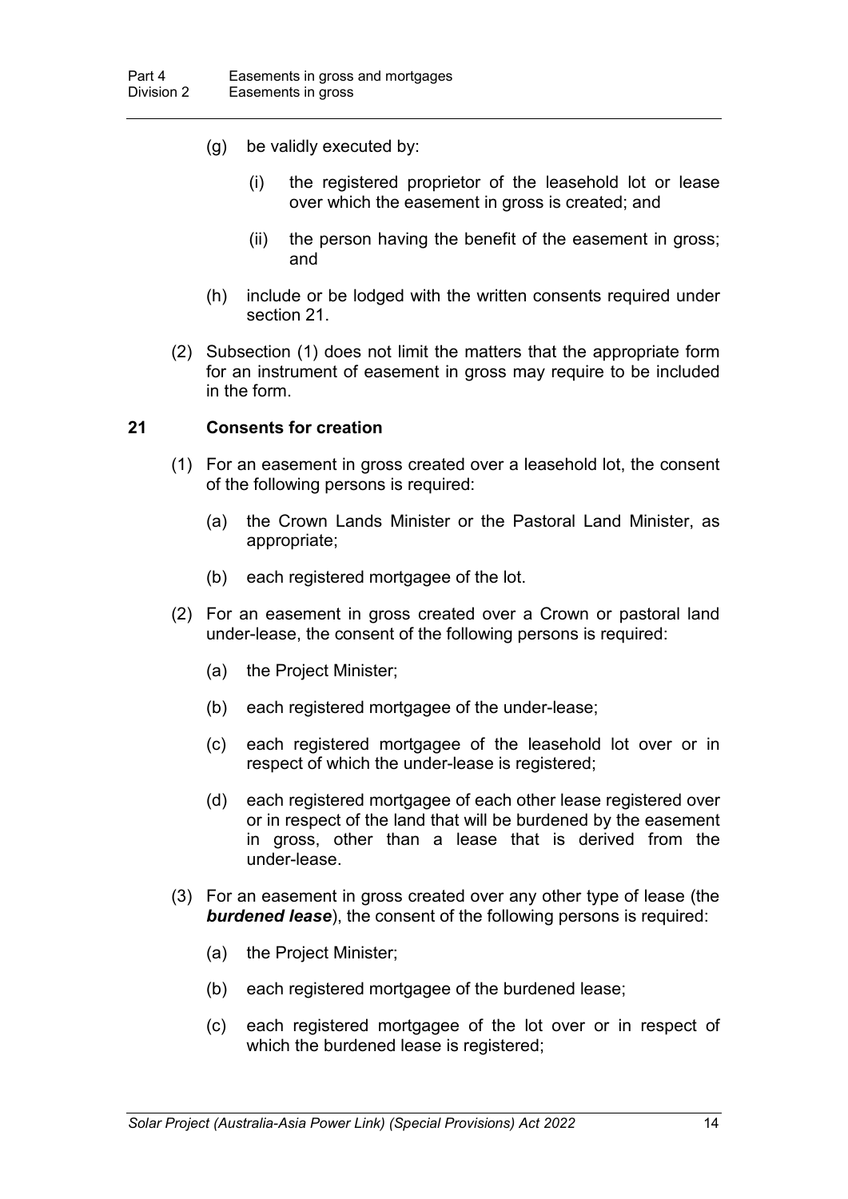(g) be validly executed by:

   (i) the registered proprietor of the leasehold lot or lease over which the easement in gross is created; and

   (ii) the person having the benefit of the easement in gross; and

(h) include or be lodged with the written consents required under section 21.

(2) Subsection (1) does not limit the matters that the appropriate form for an instrument of easement in gross may require to be included in the form.

### 21 Consents for creation

(1) For an easement in gross created over a leasehold lot, the consent of the following persons is required:

   (a) the Crown Lands Minister or the Pastoral Land Minister, as appropriate;

   (b) each registered mortgagee of the lot.

(2) For an easement in gross created over a Crown or pastoral land under-lease, the consent of the following persons is required:

   (a) the Project Minister;

   (b) each registered mortgagee of the under-lease;

   (c) each registered mortgagee of the leasehold lot over or in respect of which the under-lease is registered;

   (d) each registered mortgagee of each other lease registered over or in respect of the land that will be burdened by the easement in gross, other than a lease that is derived from the under-lease.

(3) For an easement in gross created over any other type of lease (the ***burdened lease***), the consent of the following persons is required:

   (a) the Project Minister;

   (b) each registered mortgagee of the burdened lease;

   (c) each registered mortgagee of the lot over or in respect of which the burdened lease is registered;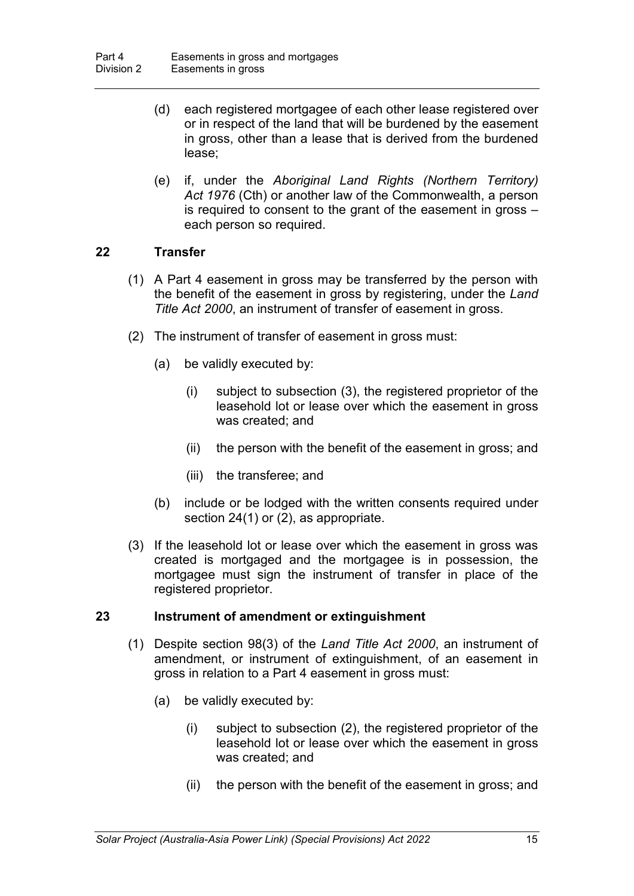(d) each registered mortgagee of each other lease registered over or in respect of the land that will be burdened by the easement in gross, other than a lease that is derived from the burdened lease;

(e) if, under the *Aboriginal Land Rights (Northern Territory) Act 1976* (Cth) or another law of the Commonwealth, a person is required to consent to the grant of the easement in gross – each person so required.

### 22 Transfer

(1) A Part 4 easement in gross may be transferred by the person with the benefit of the easement in gross by registering, under the *Land Title Act 2000*, an instrument of transfer of easement in gross.

(2) The instrument of transfer of easement in gross must:

(a) be validly executed by:

(i) subject to subsection (3), the registered proprietor of the leasehold lot or lease over which the easement in gross was created; and

(ii) the person with the benefit of the easement in gross; and

(iii) the transferee; and

(b) include or be lodged with the written consents required under section 24(1) or (2), as appropriate.

(3) If the leasehold lot or lease over which the easement in gross was created is mortgaged and the mortgagee is in possession, the mortgagee must sign the instrument of transfer in place of the registered proprietor.

### 23 Instrument of amendment or extinguishment

(1) Despite section 98(3) of the *Land Title Act 2000*, an instrument of amendment, or instrument of extinguishment, of an easement in gross in relation to a Part 4 easement in gross must:

(a) be validly executed by:

(i) subject to subsection (2), the registered proprietor of the leasehold lot or lease over which the easement in gross was created; and

(ii) the person with the benefit of the easement in gross; and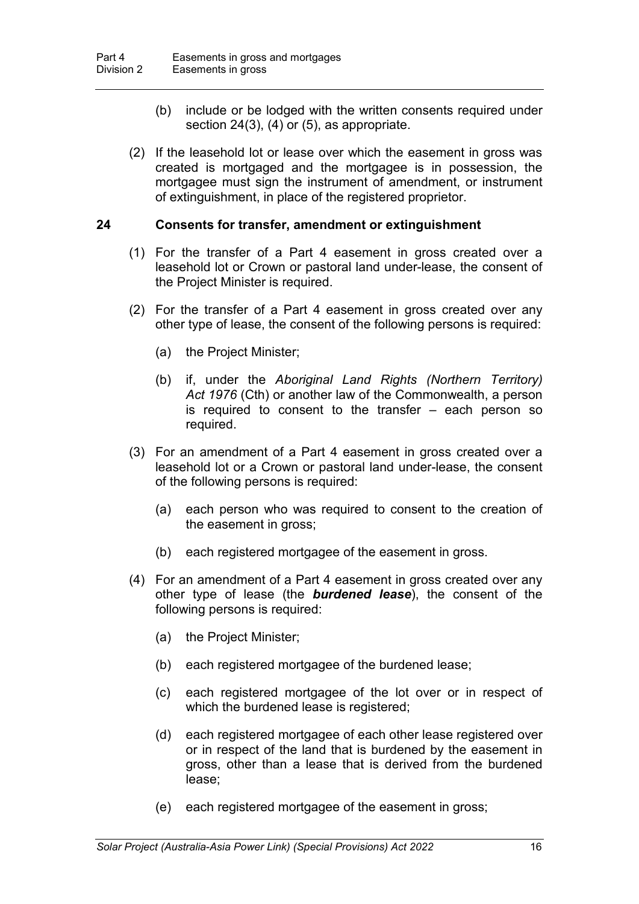(b) include or be lodged with the written consents required under section 24(3), (4) or (5), as appropriate.

(2) If the leasehold lot or lease over which the easement in gross was created is mortgaged and the mortgagee is in possession, the mortgagee must sign the instrument of amendment, or instrument of extinguishment, in place of the registered proprietor.

### 24 Consents for transfer, amendment or extinguishment

(1) For the transfer of a Part 4 easement in gross created over a leasehold lot or Crown or pastoral land under-lease, the consent of the Project Minister is required.

(2) For the transfer of a Part 4 easement in gross created over any other type of lease, the consent of the following persons is required:

(a) the Project Minister;

(b) if, under the *Aboriginal Land Rights (Northern Territory) Act 1976* (Cth) or another law of the Commonwealth, a person is required to consent to the transfer – each person so required.

(3) For an amendment of a Part 4 easement in gross created over a leasehold lot or a Crown or pastoral land under-lease, the consent of the following persons is required:

(a) each person who was required to consent to the creation of the easement in gross;

(b) each registered mortgagee of the easement in gross.

(4) For an amendment of a Part 4 easement in gross created over any other type of lease (the ***burdened lease***), the consent of the following persons is required:

(a) the Project Minister;

(b) each registered mortgagee of the burdened lease;

(c) each registered mortgagee of the lot over or in respect of which the burdened lease is registered;

(d) each registered mortgagee of each other lease registered over or in respect of the land that is burdened by the easement in gross, other than a lease that is derived from the burdened lease;

(e) each registered mortgagee of the easement in gross;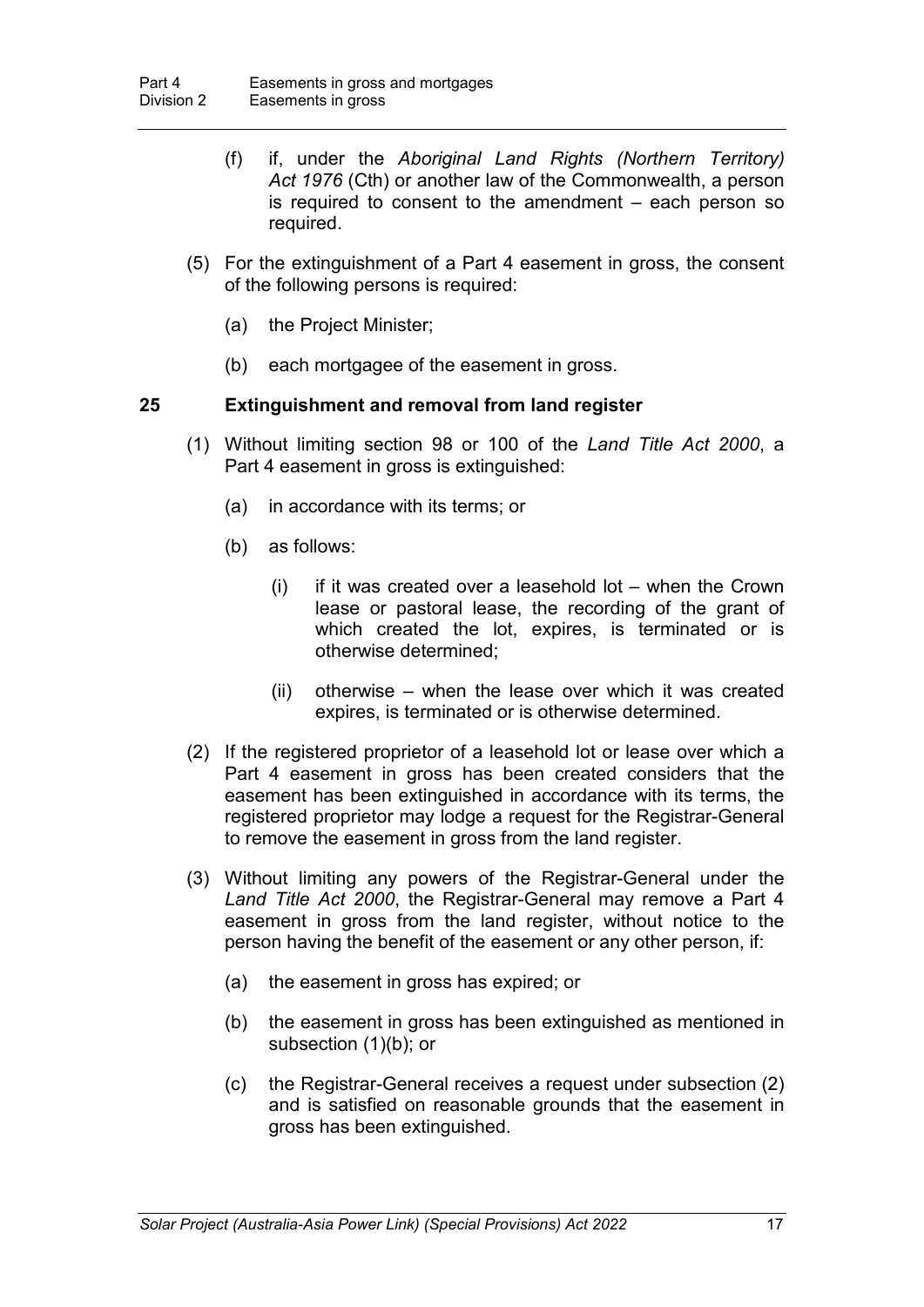(f) if, under the *Aboriginal Land Rights (Northern Territory) Act 1976* (Cth) or another law of the Commonwealth, a person is required to consent to the amendment – each person so required.

(5) For the extinguishment of a Part 4 easement in gross, the consent of the following persons is required:

(a) the Project Minister;

(b) each mortgagee of the easement in gross.

**25 Extinguishment and removal from land register**

(1) Without limiting section 98 or 100 of the *Land Title Act 2000*, a Part 4 easement in gross is extinguished:

(a) in accordance with its terms; or

(b) as follows:

(i) if it was created over a leasehold lot – when the Crown lease or pastoral lease, the recording of the grant of which created the lot, expires, is terminated or is otherwise determined;

(ii) otherwise – when the lease over which it was created expires, is terminated or is otherwise determined.

(2) If the registered proprietor of a leasehold lot or lease over which a Part 4 easement in gross has been created considers that the easement has been extinguished in accordance with its terms, the registered proprietor may lodge a request for the Registrar-General to remove the easement in gross from the land register.

(3) Without limiting any powers of the Registrar-General under the *Land Title Act 2000*, the Registrar-General may remove a Part 4 easement in gross from the land register, without notice to the person having the benefit of the easement or any other person, if:

(a) the easement in gross has expired; or

(b) the easement in gross has been extinguished as mentioned in subsection (1)(b); or

(c) the Registrar-General receives a request under subsection (2) and is satisfied on reasonable grounds that the easement in gross has been extinguished.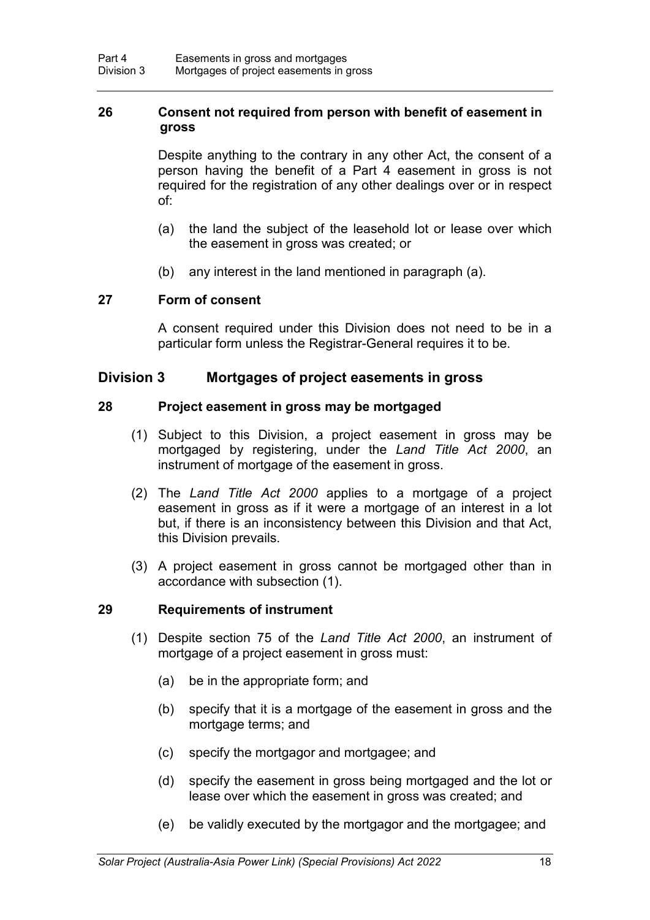### 26 Consent not required from person with benefit of easement in gross

Despite anything to the contrary in any other Act, the consent of a person having the benefit of a Part 4 easement in gross is not required for the registration of any other dealings over or in respect of:

(a) the land the subject of the leasehold lot or lease over which the easement in gross was created; or

(b) any interest in the land mentioned in paragraph (a).

### 27 Form of consent

A consent required under this Division does not need to be in a particular form unless the Registrar-General requires it to be.

## Division 3 Mortgages of project easements in gross

### 28 Project easement in gross may be mortgaged

(1) Subject to this Division, a project easement in gross may be mortgaged by registering, under the *Land Title Act 2000*, an instrument of mortgage of the easement in gross.

(2) The *Land Title Act 2000* applies to a mortgage of a project easement in gross as if it were a mortgage of an interest in a lot but, if there is an inconsistency between this Division and that Act, this Division prevails.

(3) A project easement in gross cannot be mortgaged other than in accordance with subsection (1).

### 29 Requirements of instrument

(1) Despite section 75 of the *Land Title Act 2000*, an instrument of mortgage of a project easement in gross must:

(a) be in the appropriate form; and

(b) specify that it is a mortgage of the easement in gross and the mortgage terms; and

(c) specify the mortgagor and mortgagee; and

(d) specify the easement in gross being mortgaged and the lot or lease over which the easement in gross was created; and

(e) be validly executed by the mortgagor and the mortgagee; and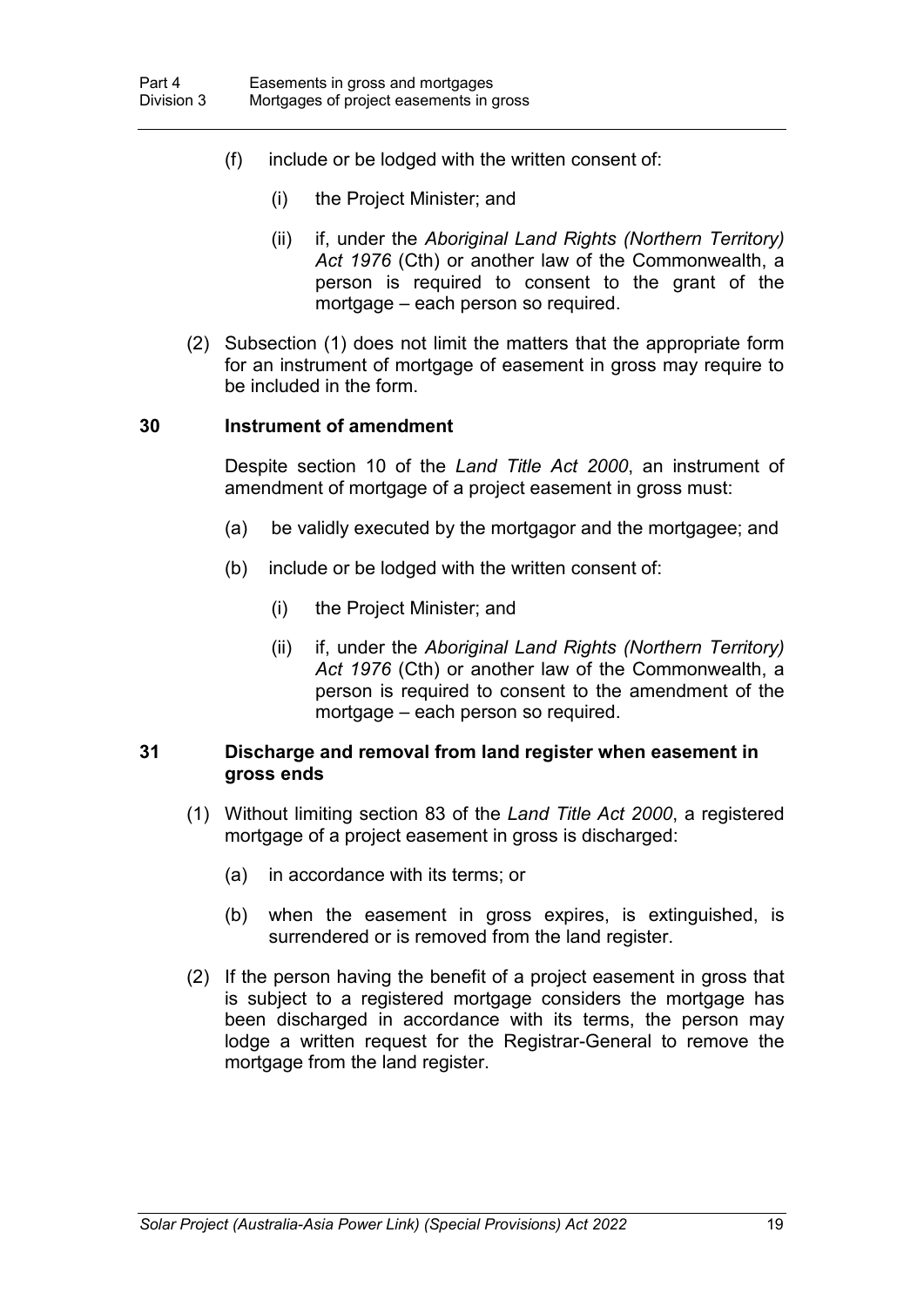(f) include or be lodged with the written consent of:

(i) the Project Minister; and

(ii) if, under the *Aboriginal Land Rights (Northern Territory) Act 1976* (Cth) or another law of the Commonwealth, a person is required to consent to the grant of the mortgage – each person so required.

(2) Subsection (1) does not limit the matters that the appropriate form for an instrument of mortgage of easement in gross may require to be included in the form.

### 30 Instrument of amendment

Despite section 10 of the *Land Title Act 2000*, an instrument of amendment of mortgage of a project easement in gross must:

(a) be validly executed by the mortgagor and the mortgagee; and

(b) include or be lodged with the written consent of:

(i) the Project Minister; and

(ii) if, under the *Aboriginal Land Rights (Northern Territory) Act 1976* (Cth) or another law of the Commonwealth, a person is required to consent to the amendment of the mortgage – each person so required.

### 31 Discharge and removal from land register when easement in gross ends

(1) Without limiting section 83 of the *Land Title Act 2000*, a registered mortgage of a project easement in gross is discharged:

(a) in accordance with its terms; or

(b) when the easement in gross expires, is extinguished, is surrendered or is removed from the land register.

(2) If the person having the benefit of a project easement in gross that is subject to a registered mortgage considers the mortgage has been discharged in accordance with its terms, the person may lodge a written request for the Registrar-General to remove the mortgage from the land register.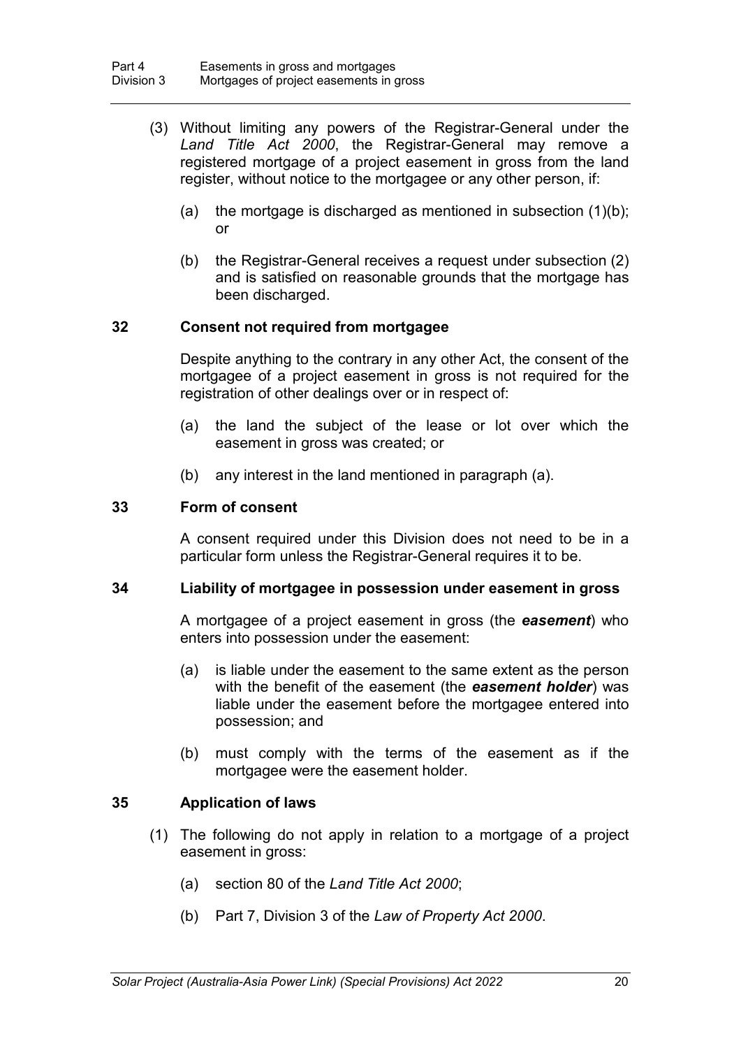(3) Without limiting any powers of the Registrar-General under the *Land Title Act 2000*, the Registrar-General may remove a registered mortgage of a project easement in gross from the land register, without notice to the mortgagee or any other person, if:

(a) the mortgage is discharged as mentioned in subsection (1)(b); or

(b) the Registrar-General receives a request under subsection (2) and is satisfied on reasonable grounds that the mortgage has been discharged.

### 32 Consent not required from mortgagee

Despite anything to the contrary in any other Act, the consent of the mortgagee of a project easement in gross is not required for the registration of other dealings over or in respect of:

(a) the land the subject of the lease or lot over which the easement in gross was created; or

(b) any interest in the land mentioned in paragraph (a).

### 33 Form of consent

A consent required under this Division does not need to be in a particular form unless the Registrar-General requires it to be.

### 34 Liability of mortgagee in possession under easement in gross

A mortgagee of a project easement in gross (the ***easement***) who enters into possession under the easement:

(a) is liable under the easement to the same extent as the person with the benefit of the easement (the ***easement holder***) was liable under the easement before the mortgagee entered into possession; and

(b) must comply with the terms of the easement as if the mortgagee were the easement holder.

### 35 Application of laws

(1) The following do not apply in relation to a mortgage of a project easement in gross:

(a) section 80 of the *Land Title Act 2000*;

(b) Part 7, Division 3 of the *Law of Property Act 2000*.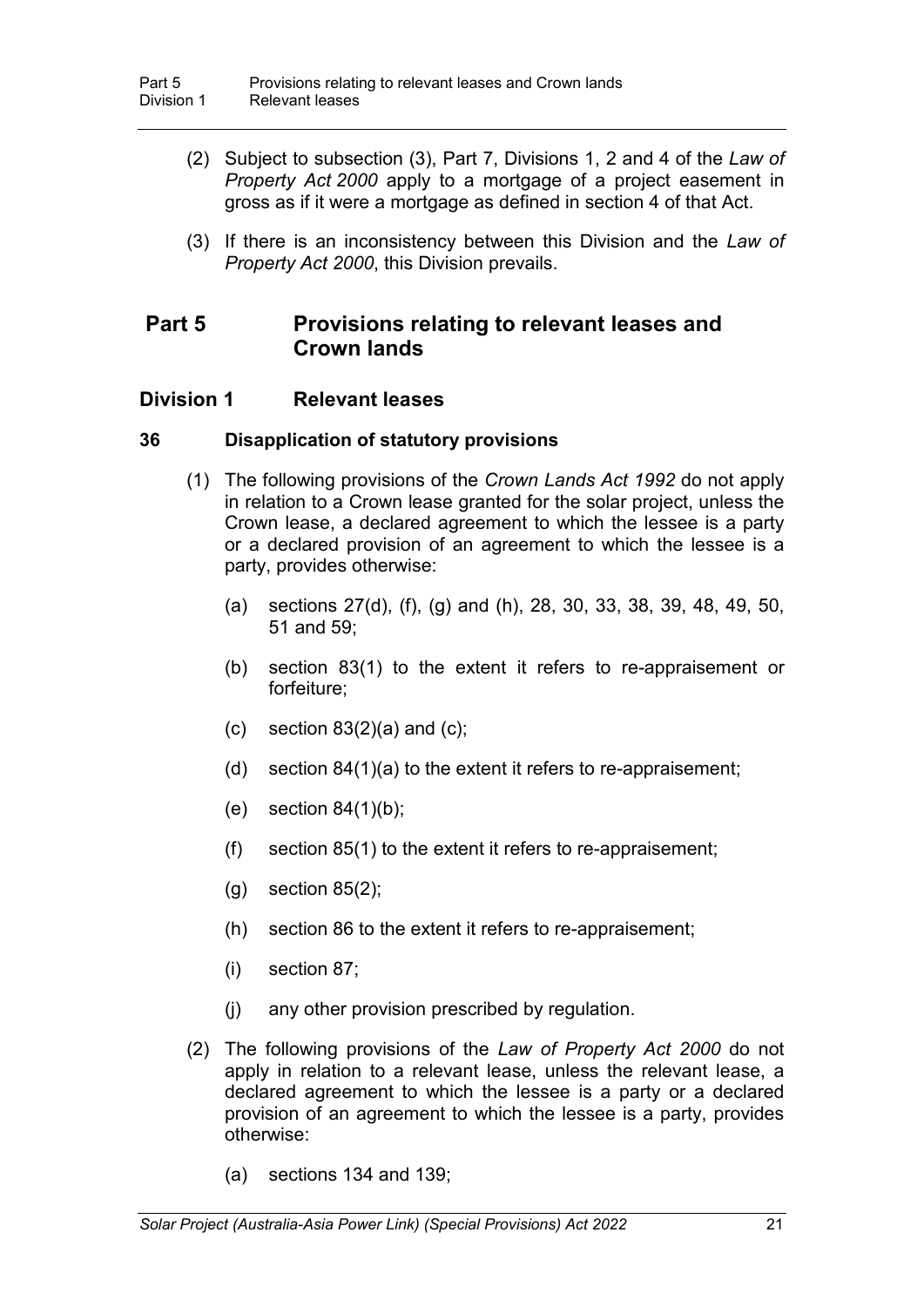(2) Subject to subsection (3), Part 7, Divisions 1, 2 and 4 of the *Law of Property Act 2000* apply to a mortgage of a project easement in gross as if it were a mortgage as defined in section 4 of that Act.

(3) If there is an inconsistency between this Division and the *Law of Property Act 2000*, this Division prevails.

# Part 5 Provisions relating to relevant leases and Crown lands

## Division 1 Relevant leases

### 36 Disapplication of statutory provisions

(1) The following provisions of the *Crown Lands Act 1992* do not apply in relation to a Crown lease granted for the solar project, unless the Crown lease, a declared agreement to which the lessee is a party or a declared provision of an agreement to which the lessee is a party, provides otherwise:

(a) sections 27(d), (f), (g) and (h), 28, 30, 33, 38, 39, 48, 49, 50, 51 and 59;

(b) section 83(1) to the extent it refers to re-appraisement or forfeiture;

(c) section 83(2)(a) and (c);

(d) section 84(1)(a) to the extent it refers to re-appraisement;

(e) section 84(1)(b);

(f) section 85(1) to the extent it refers to re-appraisement;

(g) section 85(2);

(h) section 86 to the extent it refers to re-appraisement;

(i) section 87;

(j) any other provision prescribed by regulation.

(2) The following provisions of the *Law of Property Act 2000* do not apply in relation to a relevant lease, unless the relevant lease, a declared agreement to which the lessee is a party or a declared provision of an agreement to which the lessee is a party, provides otherwise:

(a) sections 134 and 139;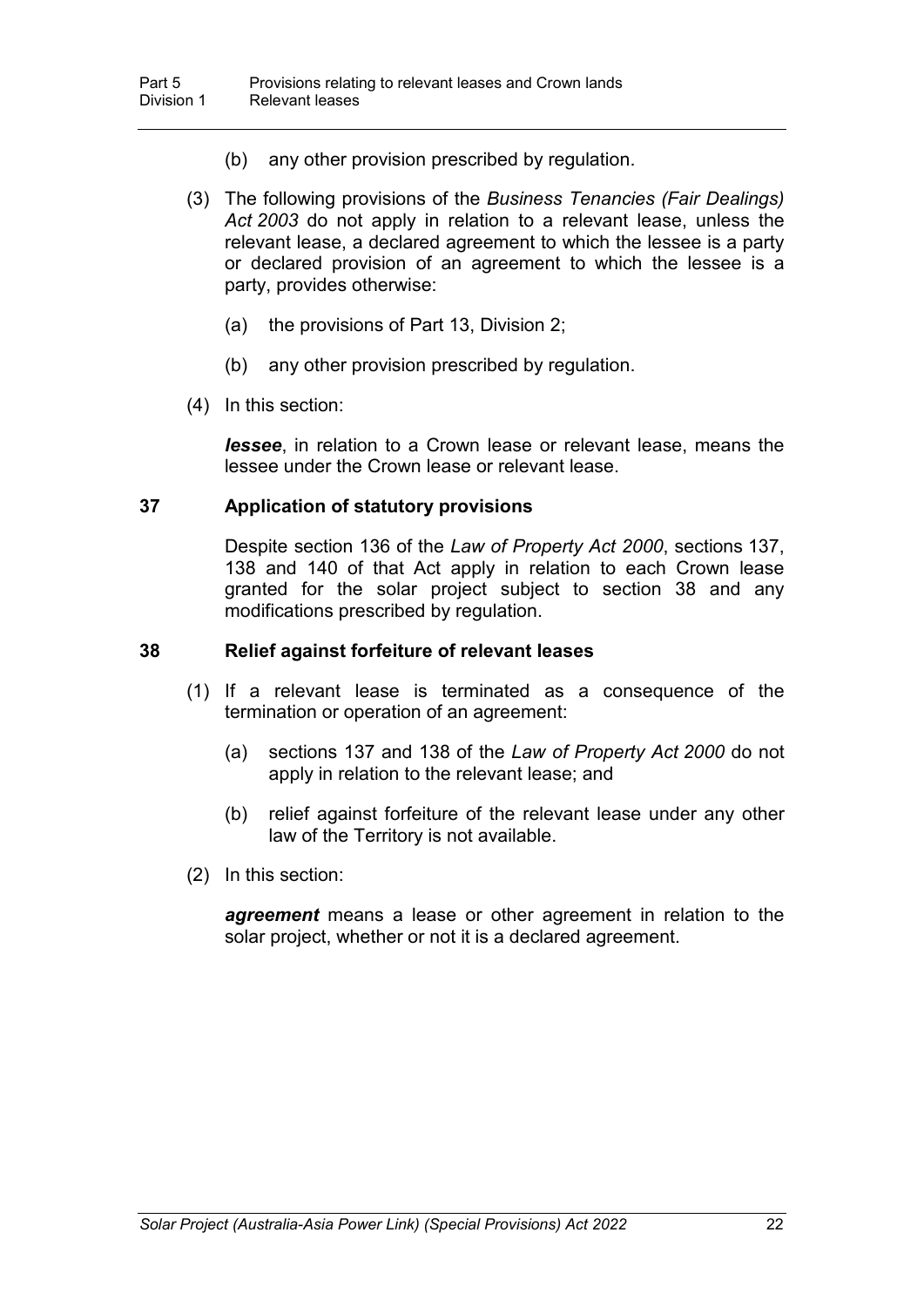(b) any other provision prescribed by regulation.

(3) The following provisions of the *Business Tenancies (Fair Dealings) Act 2003* do not apply in relation to a relevant lease, unless the relevant lease, a declared agreement to which the lessee is a party or declared provision of an agreement to which the lessee is a party, provides otherwise:

(a) the provisions of Part 13, Division 2;

(b) any other provision prescribed by regulation.

(4) In this section:

***lessee***, in relation to a Crown lease or relevant lease, means the lessee under the Crown lease or relevant lease.

### 37 Application of statutory provisions

Despite section 136 of the *Law of Property Act 2000*, sections 137, 138 and 140 of that Act apply in relation to each Crown lease granted for the solar project subject to section 38 and any modifications prescribed by regulation.

### 38 Relief against forfeiture of relevant leases

(1) If a relevant lease is terminated as a consequence of the termination or operation of an agreement:

(a) sections 137 and 138 of the *Law of Property Act 2000* do not apply in relation to the relevant lease; and

(b) relief against forfeiture of the relevant lease under any other law of the Territory is not available.

(2) In this section:

***agreement*** means a lease or other agreement in relation to the solar project, whether or not it is a declared agreement.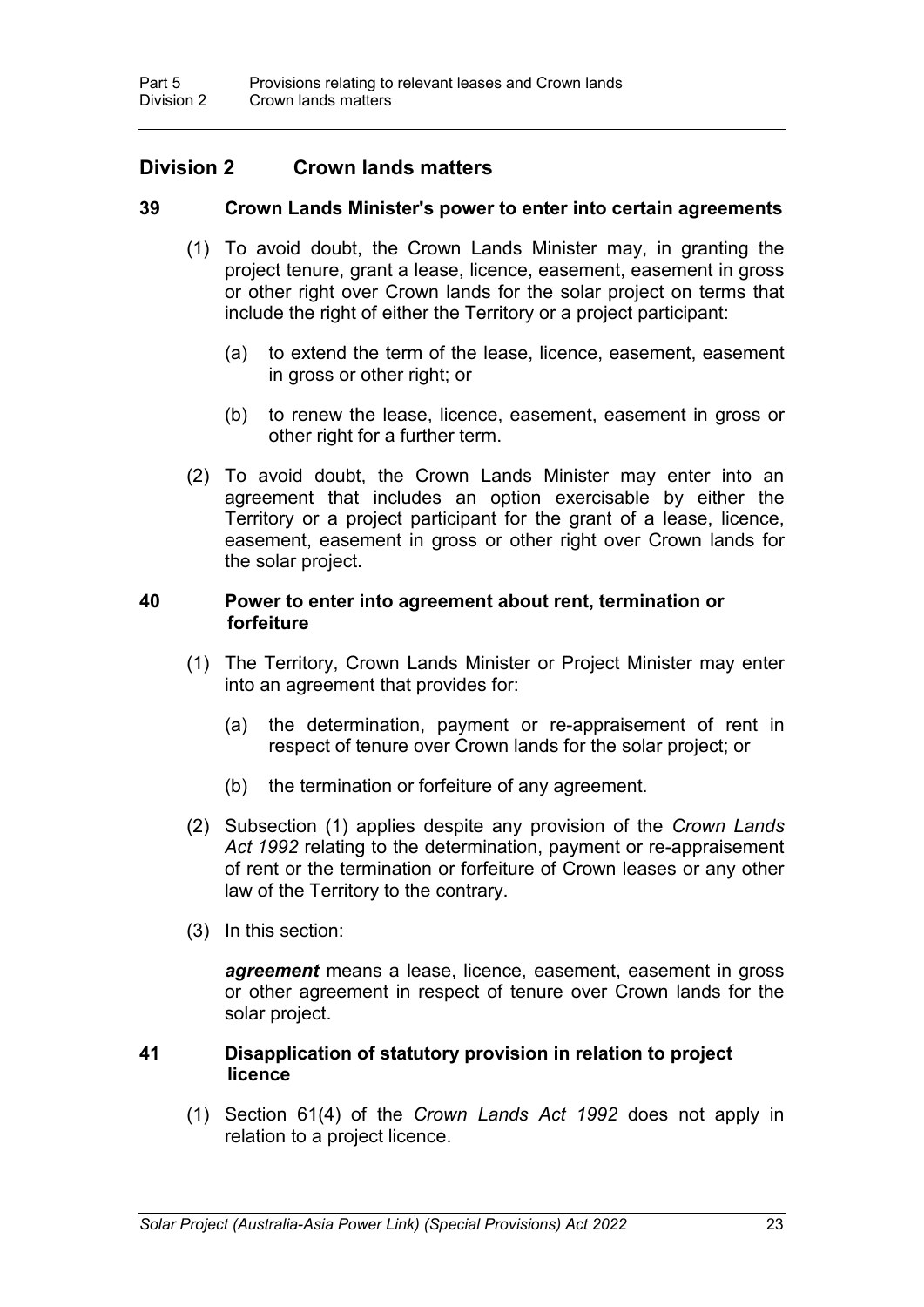## Division 2 Crown lands matters

### 39 Crown Lands Minister's power to enter into certain agreements

(1) To avoid doubt, the Crown Lands Minister may, in granting the project tenure, grant a lease, licence, easement, easement in gross or other right over Crown lands for the solar project on terms that include the right of either the Territory or a project participant:

(a) to extend the term of the lease, licence, easement, easement in gross or other right; or

(b) to renew the lease, licence, easement, easement in gross or other right for a further term.

(2) To avoid doubt, the Crown Lands Minister may enter into an agreement that includes an option exercisable by either the Territory or a project participant for the grant of a lease, licence, easement, easement in gross or other right over Crown lands for the solar project.

### 40 Power to enter into agreement about rent, termination or forfeiture

(1) The Territory, Crown Lands Minister or Project Minister may enter into an agreement that provides for:

(a) the determination, payment or re-appraisement of rent in respect of tenure over Crown lands for the solar project; or

(b) the termination or forfeiture of any agreement.

(2) Subsection (1) applies despite any provision of the *Crown Lands Act 1992* relating to the determination, payment or re-appraisement of rent or the termination or forfeiture of Crown leases or any other law of the Territory to the contrary.

(3) In this section:

***agreement*** means a lease, licence, easement, easement in gross or other agreement in respect of tenure over Crown lands for the solar project.

### 41 Disapplication of statutory provision in relation to project licence

(1) Section 61(4) of the *Crown Lands Act 1992* does not apply in relation to a project licence.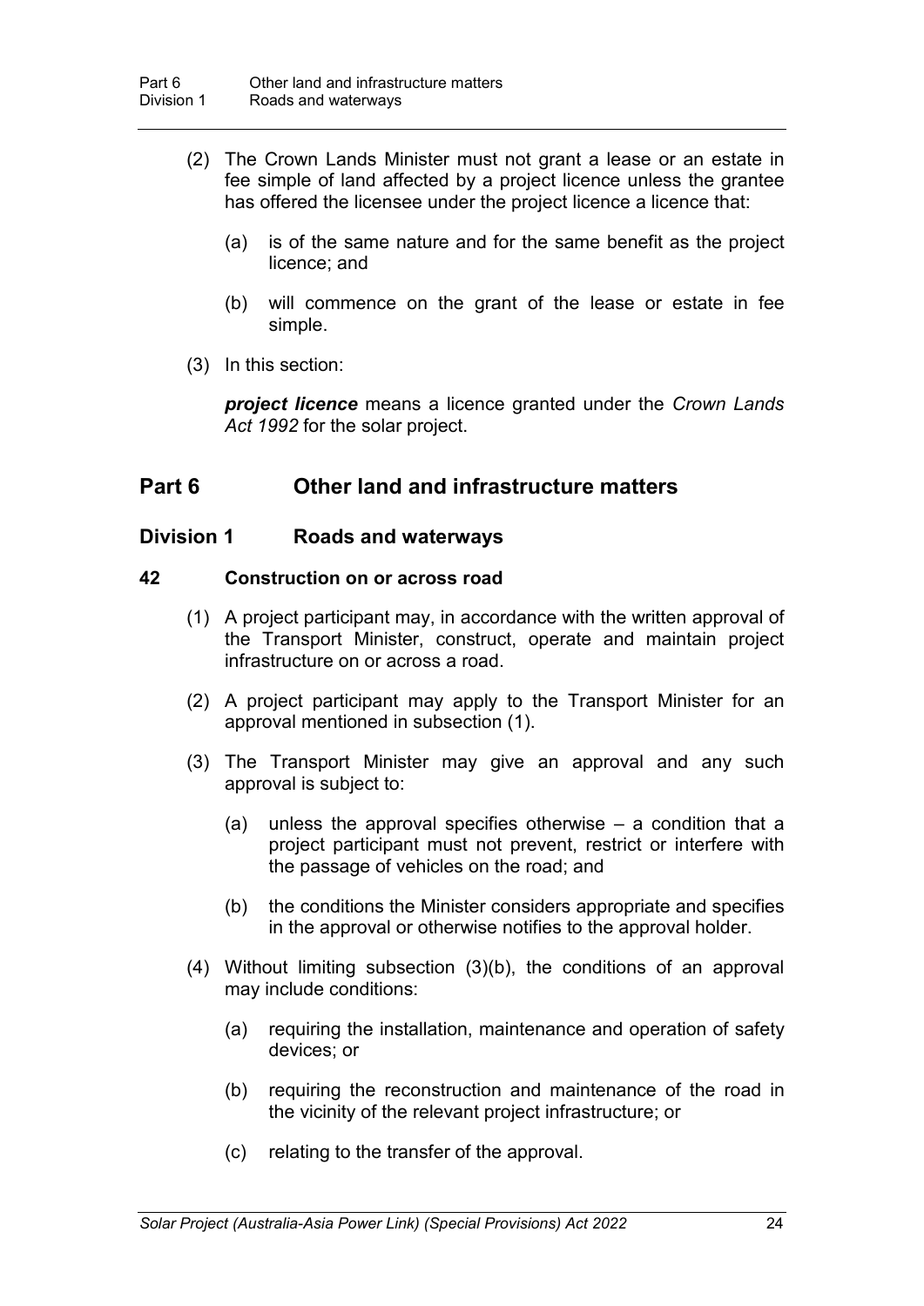(2) The Crown Lands Minister must not grant a lease or an estate in fee simple of land affected by a project licence unless the grantee has offered the licensee under the project licence a licence that:

(a) is of the same nature and for the same benefit as the project licence; and

(b) will commence on the grant of the lease or estate in fee simple.

(3) In this section:

***project licence*** means a licence granted under the *Crown Lands Act 1992* for the solar project.

## Part 6 Other land and infrastructure matters

### Division 1 Roads and waterways

#### 42 Construction on or across road

(1) A project participant may, in accordance with the written approval of the Transport Minister, construct, operate and maintain project infrastructure on or across a road.

(2) A project participant may apply to the Transport Minister for an approval mentioned in subsection (1).

(3) The Transport Minister may give an approval and any such approval is subject to:

(a) unless the approval specifies otherwise – a condition that a project participant must not prevent, restrict or interfere with the passage of vehicles on the road; and

(b) the conditions the Minister considers appropriate and specifies in the approval or otherwise notifies to the approval holder.

(4) Without limiting subsection (3)(b), the conditions of an approval may include conditions:

(a) requiring the installation, maintenance and operation of safety devices; or

(b) requiring the reconstruction and maintenance of the road in the vicinity of the relevant project infrastructure; or

(c) relating to the transfer of the approval.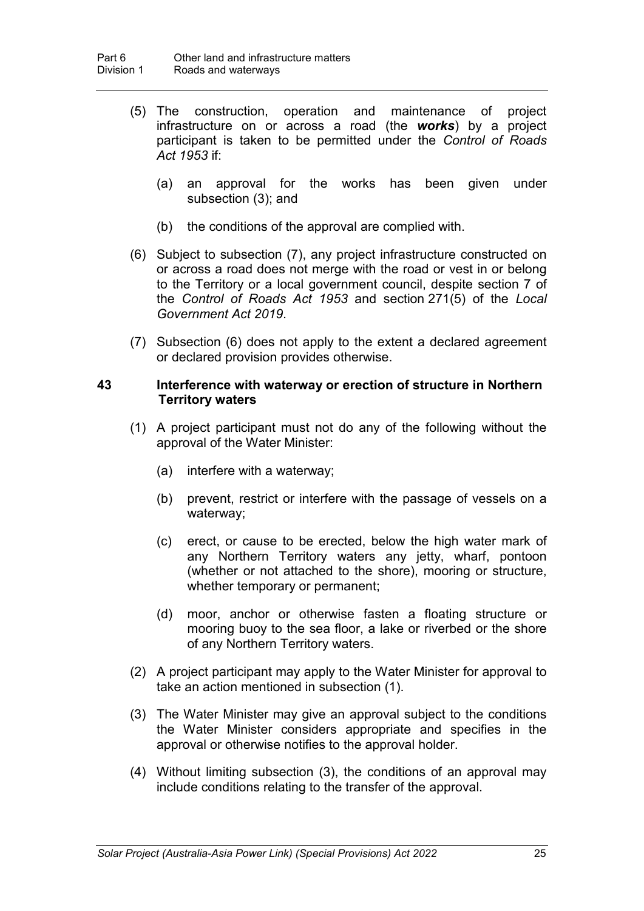(5) The construction, operation and maintenance of project infrastructure on or across a road (the ***works***) by a project participant is taken to be permitted under the *Control of Roads Act 1953* if:

(a) an approval for the works has been given under subsection (3); and

(b) the conditions of the approval are complied with.

(6) Subject to subsection (7), any project infrastructure constructed on or across a road does not merge with the road or vest in or belong to the Territory or a local government council, despite section 7 of the *Control of Roads Act 1953* and section 271(5) of the *Local Government Act 2019*.

(7) Subsection (6) does not apply to the extent a declared agreement or declared provision provides otherwise.

### 43 Interference with waterway or erection of structure in Northern Territory waters

(1) A project participant must not do any of the following without the approval of the Water Minister:

(a) interfere with a waterway;

(b) prevent, restrict or interfere with the passage of vessels on a waterway;

(c) erect, or cause to be erected, below the high water mark of any Northern Territory waters any jetty, wharf, pontoon (whether or not attached to the shore), mooring or structure, whether temporary or permanent;

(d) moor, anchor or otherwise fasten a floating structure or mooring buoy to the sea floor, a lake or riverbed or the shore of any Northern Territory waters.

(2) A project participant may apply to the Water Minister for approval to take an action mentioned in subsection (1).

(3) The Water Minister may give an approval subject to the conditions the Water Minister considers appropriate and specifies in the approval or otherwise notifies to the approval holder.

(4) Without limiting subsection (3), the conditions of an approval may include conditions relating to the transfer of the approval.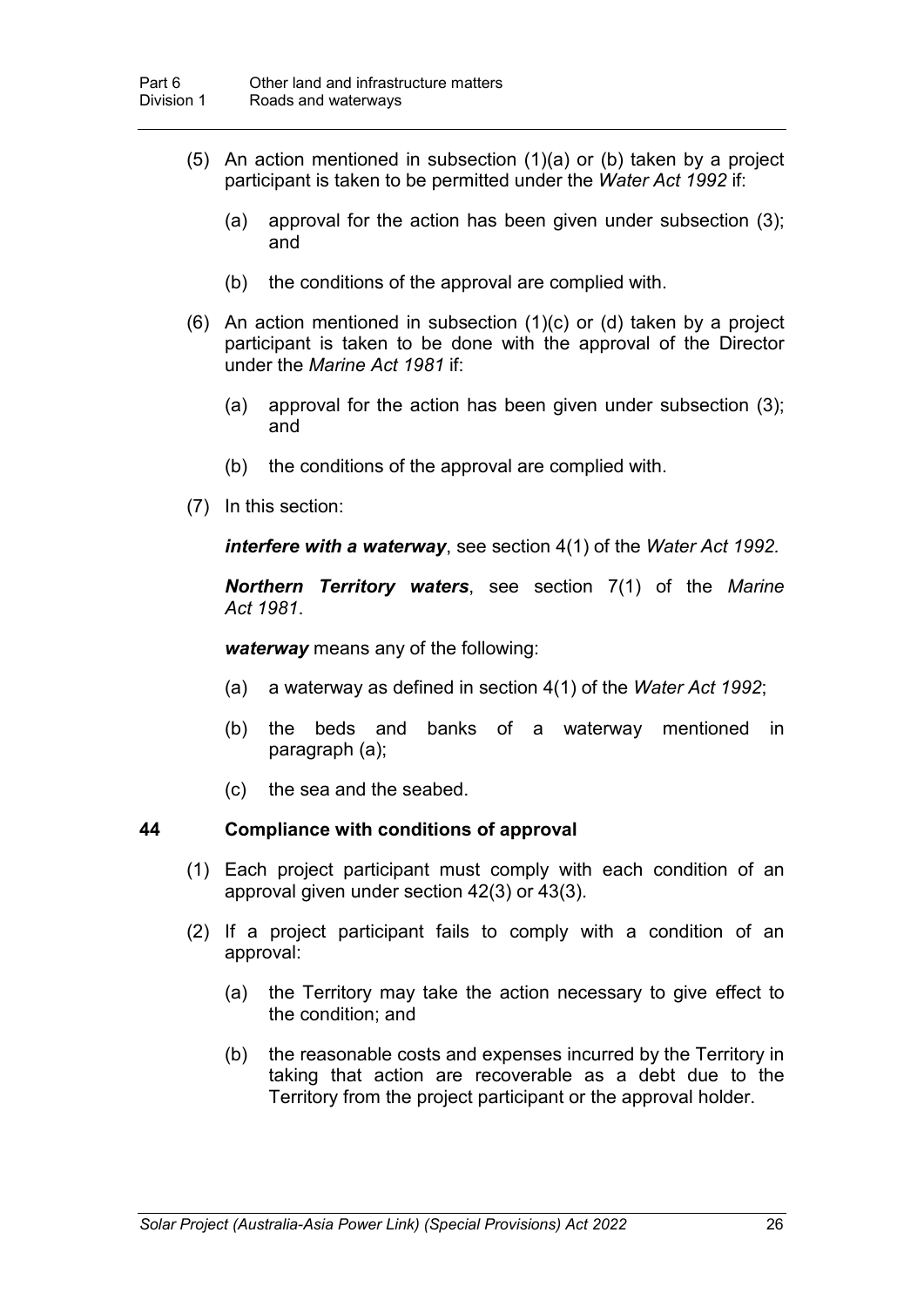(5) An action mentioned in subsection (1)(a) or (b) taken by a project participant is taken to be permitted under the *Water Act 1992* if:

(a) approval for the action has been given under subsection (3); and

(b) the conditions of the approval are complied with.

(6) An action mentioned in subsection (1)(c) or (d) taken by a project participant is taken to be done with the approval of the Director under the *Marine Act 1981* if:

(a) approval for the action has been given under subsection (3); and

(b) the conditions of the approval are complied with.

(7) In this section:

***interfere with a waterway***, see section 4(1) of the *Water Act 1992.*

***Northern Territory waters***, see section 7(1) of the *Marine Act 1981*.

***waterway*** means any of the following:

(a) a waterway as defined in section 4(1) of the *Water Act 1992*;

(b) the beds and banks of a waterway mentioned in paragraph (a);

(c) the sea and the seabed.

### 44 Compliance with conditions of approval

(1) Each project participant must comply with each condition of an approval given under section 42(3) or 43(3).

(2) If a project participant fails to comply with a condition of an approval:

(a) the Territory may take the action necessary to give effect to the condition; and

(b) the reasonable costs and expenses incurred by the Territory in taking that action are recoverable as a debt due to the Territory from the project participant or the approval holder.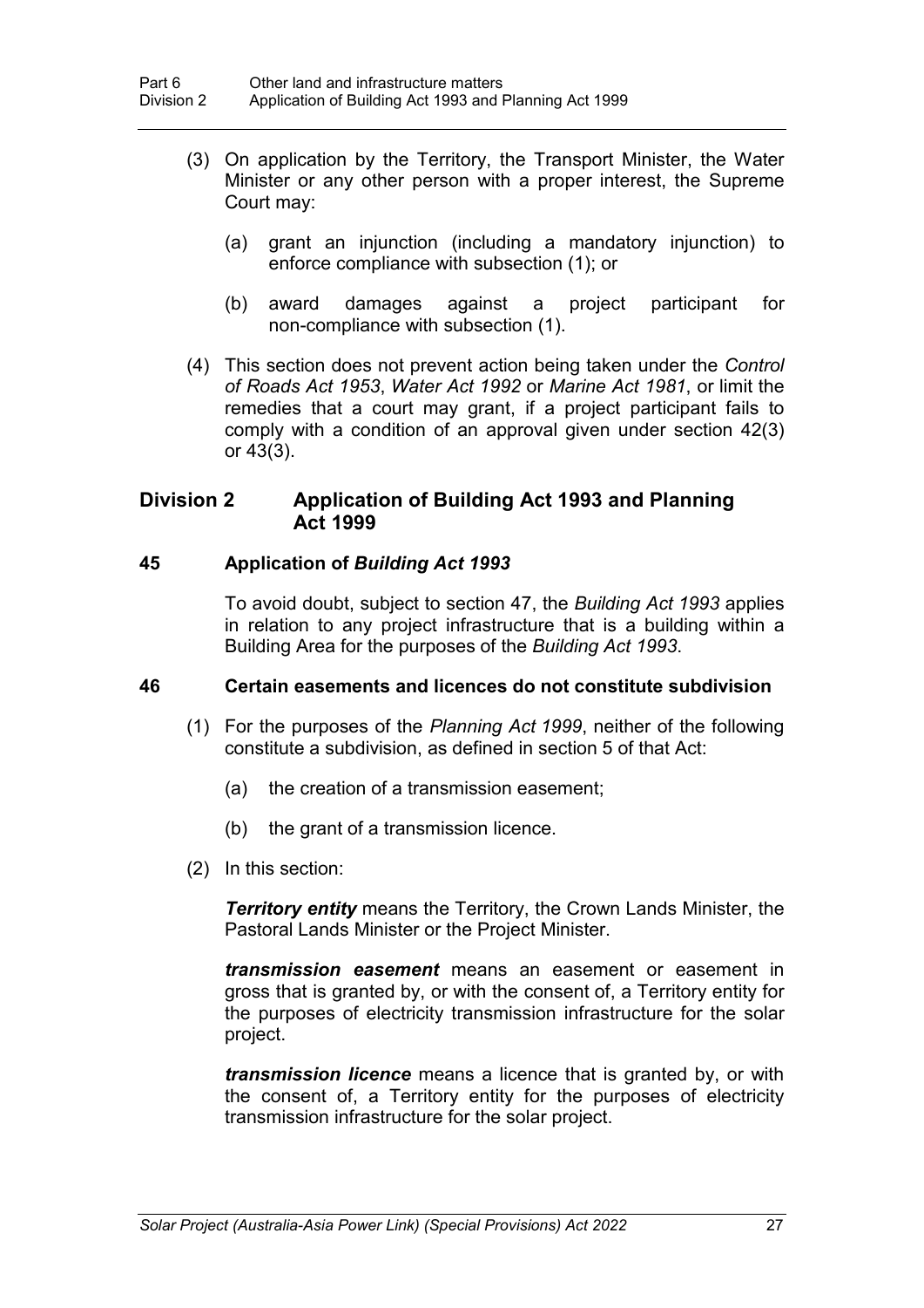(3) On application by the Territory, the Transport Minister, the Water Minister or any other person with a proper interest, the Supreme Court may:

(a) grant an injunction (including a mandatory injunction) to enforce compliance with subsection (1); or

(b) award damages against a project participant for non-compliance with subsection (1).

(4) This section does not prevent action being taken under the *Control of Roads Act 1953*, *Water Act 1992* or *Marine Act 1981*, or limit the remedies that a court may grant, if a project participant fails to comply with a condition of an approval given under section 42(3) or 43(3).

## Division 2 Application of Building Act 1993 and Planning Act 1999

### 45 Application of *Building Act 1993*

To avoid doubt, subject to section 47, the *Building Act 1993* applies in relation to any project infrastructure that is a building within a Building Area for the purposes of the *Building Act 1993*.

### 46 Certain easements and licences do not constitute subdivision

(1) For the purposes of the *Planning Act 1999*, neither of the following constitute a subdivision, as defined in section 5 of that Act:

(a) the creation of a transmission easement;

(b) the grant of a transmission licence.

(2) In this section:

***Territory entity*** means the Territory, the Crown Lands Minister, the Pastoral Lands Minister or the Project Minister.

***transmission easement*** means an easement or easement in gross that is granted by, or with the consent of, a Territory entity for the purposes of electricity transmission infrastructure for the solar project.

***transmission licence*** means a licence that is granted by, or with the consent of, a Territory entity for the purposes of electricity transmission infrastructure for the solar project.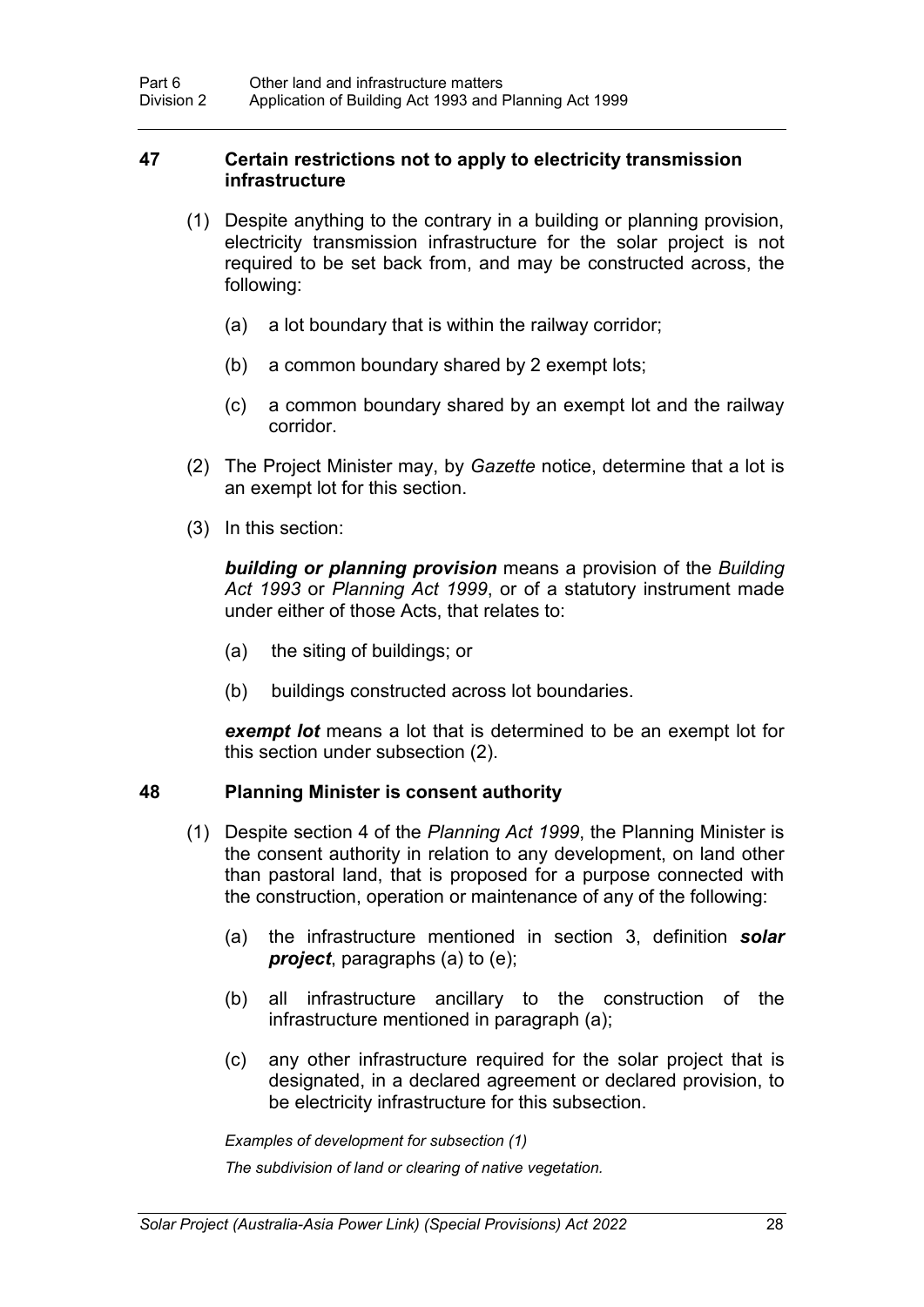### 47 Certain restrictions not to apply to electricity transmission infrastructure

(1) Despite anything to the contrary in a building or planning provision, electricity transmission infrastructure for the solar project is not required to be set back from, and may be constructed across, the following:

(a) a lot boundary that is within the railway corridor;

(b) a common boundary shared by 2 exempt lots;

(c) a common boundary shared by an exempt lot and the railway corridor.

(2) The Project Minister may, by *Gazette* notice, determine that a lot is an exempt lot for this section.

(3) In this section:

***building or planning provision*** means a provision of the *Building Act 1993* or *Planning Act 1999*, or of a statutory instrument made under either of those Acts, that relates to:

(a) the siting of buildings; or

(b) buildings constructed across lot boundaries.

***exempt lot*** means a lot that is determined to be an exempt lot for this section under subsection (2).

### 48 Planning Minister is consent authority

(1) Despite section 4 of the *Planning Act 1999*, the Planning Minister is the consent authority in relation to any development, on land other than pastoral land, that is proposed for a purpose connected with the construction, operation or maintenance of any of the following:

(a) the infrastructure mentioned in section 3, definition ***solar project***, paragraphs (a) to (e);

(b) all infrastructure ancillary to the construction of the infrastructure mentioned in paragraph (a);

(c) any other infrastructure required for the solar project that is designated, in a declared agreement or declared provision, to be electricity infrastructure for this subsection.

*Examples of development for subsection (1)*

*The subdivision of land or clearing of native vegetation.*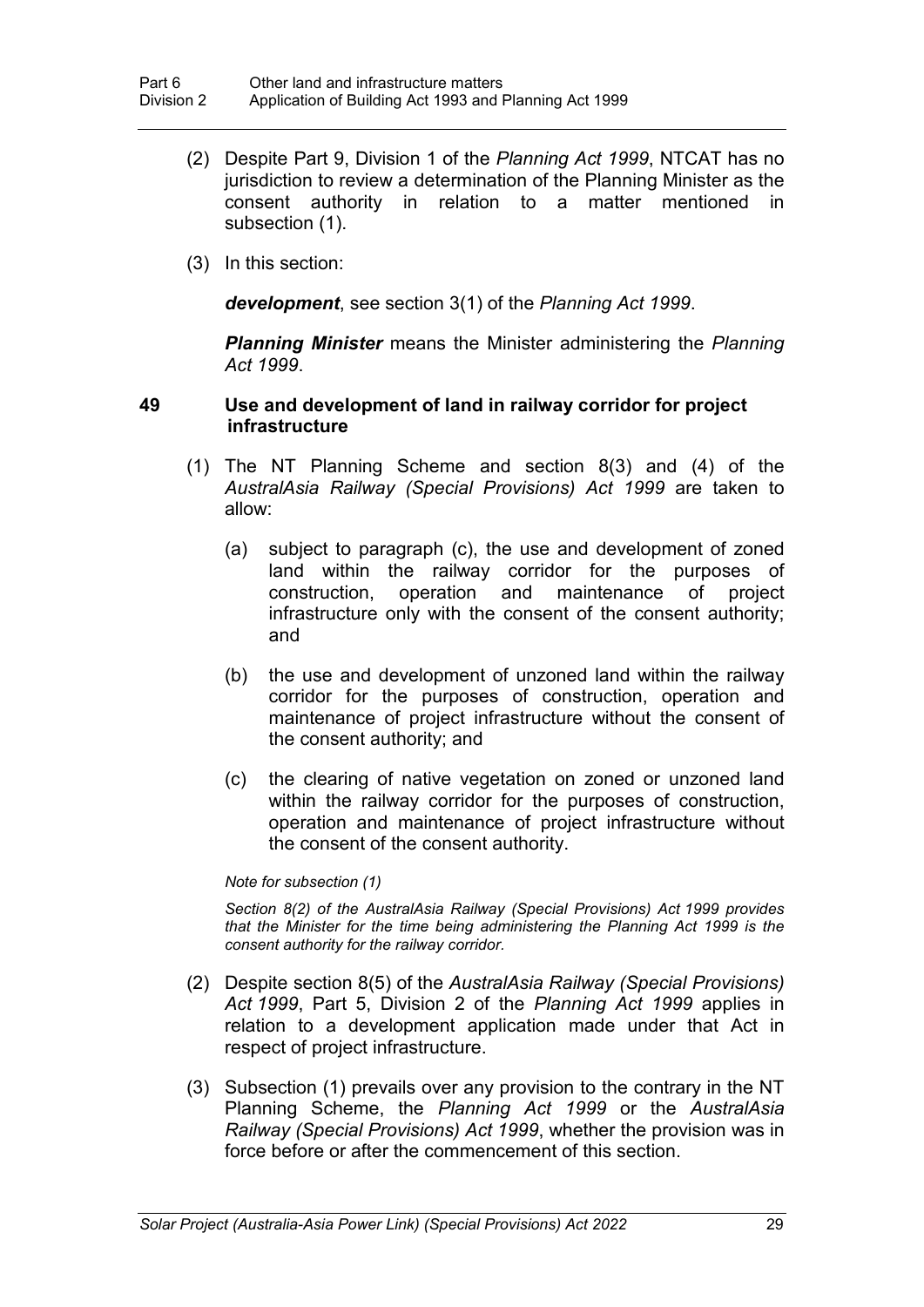(2) Despite Part 9, Division 1 of the *Planning Act 1999*, NTCAT has no jurisdiction to review a determination of the Planning Minister as the consent authority in relation to a matter mentioned in subsection (1).

(3) In this section:

***development***, see section 3(1) of the *Planning Act 1999*.

***Planning Minister*** means the Minister administering the *Planning Act 1999*.

### 49 Use and development of land in railway corridor for project infrastructure

(1) The NT Planning Scheme and section 8(3) and (4) of the *AustralAsia Railway (Special Provisions) Act 1999* are taken to allow:

(a) subject to paragraph (c), the use and development of zoned land within the railway corridor for the purposes of construction, operation and maintenance of project infrastructure only with the consent of the consent authority; and

(b) the use and development of unzoned land within the railway corridor for the purposes of construction, operation and maintenance of project infrastructure without the consent of the consent authority; and

(c) the clearing of native vegetation on zoned or unzoned land within the railway corridor for the purposes of construction, operation and maintenance of project infrastructure without the consent of the consent authority.

*Note for subsection (1)*

*Section 8(2) of the AustralAsia Railway (Special Provisions) Act 1999 provides that the Minister for the time being administering the Planning Act 1999 is the consent authority for the railway corridor.*

(2) Despite section 8(5) of the *AustralAsia Railway (Special Provisions) Act 1999*, Part 5, Division 2 of the *Planning Act 1999* applies in relation to a development application made under that Act in respect of project infrastructure.

(3) Subsection (1) prevails over any provision to the contrary in the NT Planning Scheme, the *Planning Act 1999* or the *AustralAsia Railway (Special Provisions) Act 1999*, whether the provision was in force before or after the commencement of this section.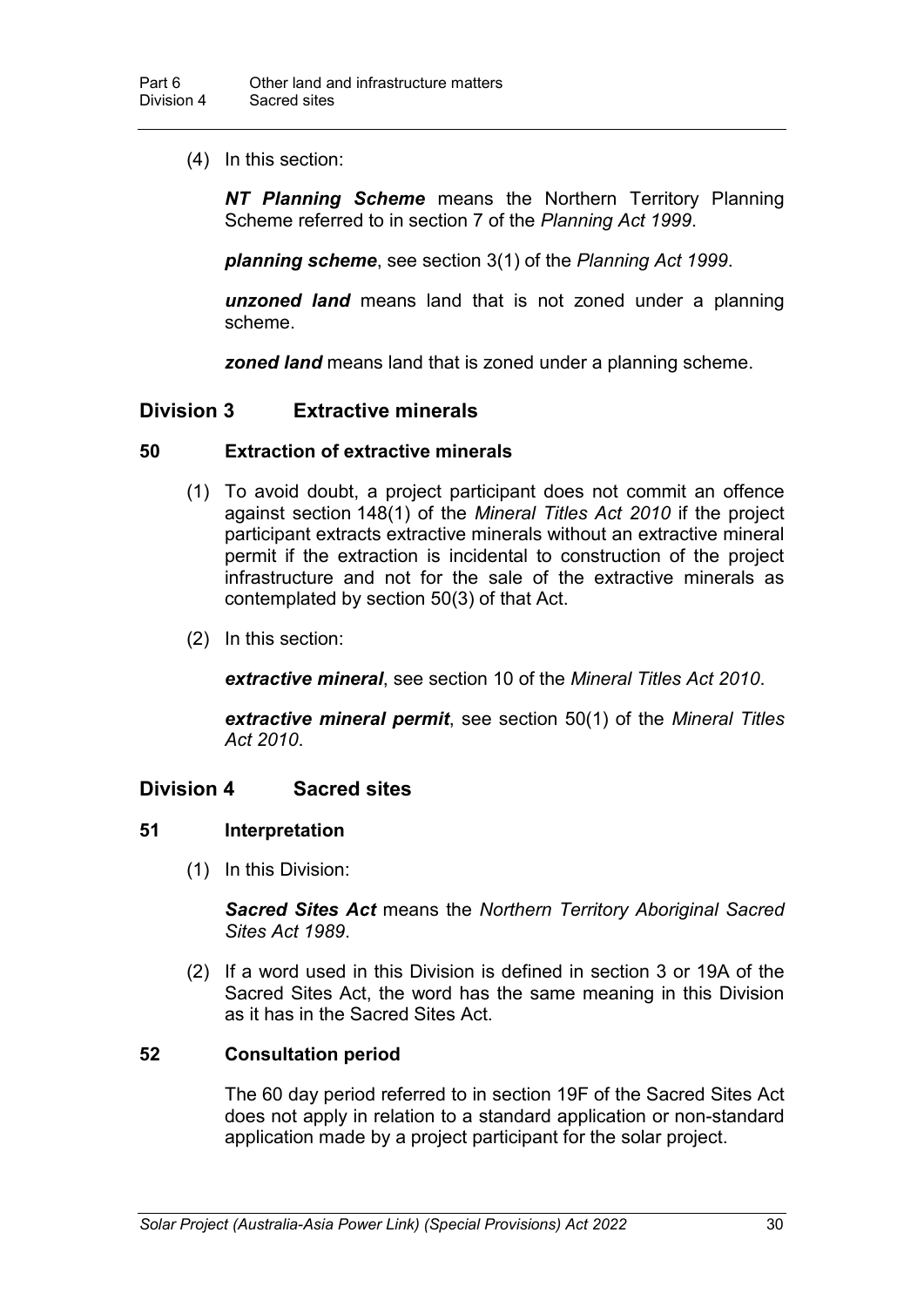(4) In this section:

***NT Planning Scheme*** means the Northern Territory Planning Scheme referred to in section 7 of the *Planning Act 1999*.

***planning scheme***, see section 3(1) of the *Planning Act 1999*.

***unzoned land*** means land that is not zoned under a planning scheme.

***zoned land*** means land that is zoned under a planning scheme.

## Division 3 Extractive minerals

### 50 Extraction of extractive minerals

(1) To avoid doubt, a project participant does not commit an offence against section 148(1) of the *Mineral Titles Act 2010* if the project participant extracts extractive minerals without an extractive mineral permit if the extraction is incidental to construction of the project infrastructure and not for the sale of the extractive minerals as contemplated by section 50(3) of that Act.

(2) In this section:

***extractive mineral***, see section 10 of the *Mineral Titles Act 2010*.

***extractive mineral permit***, see section 50(1) of the *Mineral Titles Act 2010*.

## Division 4 Sacred sites

### 51 Interpretation

(1) In this Division:

***Sacred Sites Act*** means the *Northern Territory Aboriginal Sacred Sites Act 1989*.

(2) If a word used in this Division is defined in section 3 or 19A of the Sacred Sites Act, the word has the same meaning in this Division as it has in the Sacred Sites Act.

### 52 Consultation period

The 60 day period referred to in section 19F of the Sacred Sites Act does not apply in relation to a standard application or non-standard application made by a project participant for the solar project.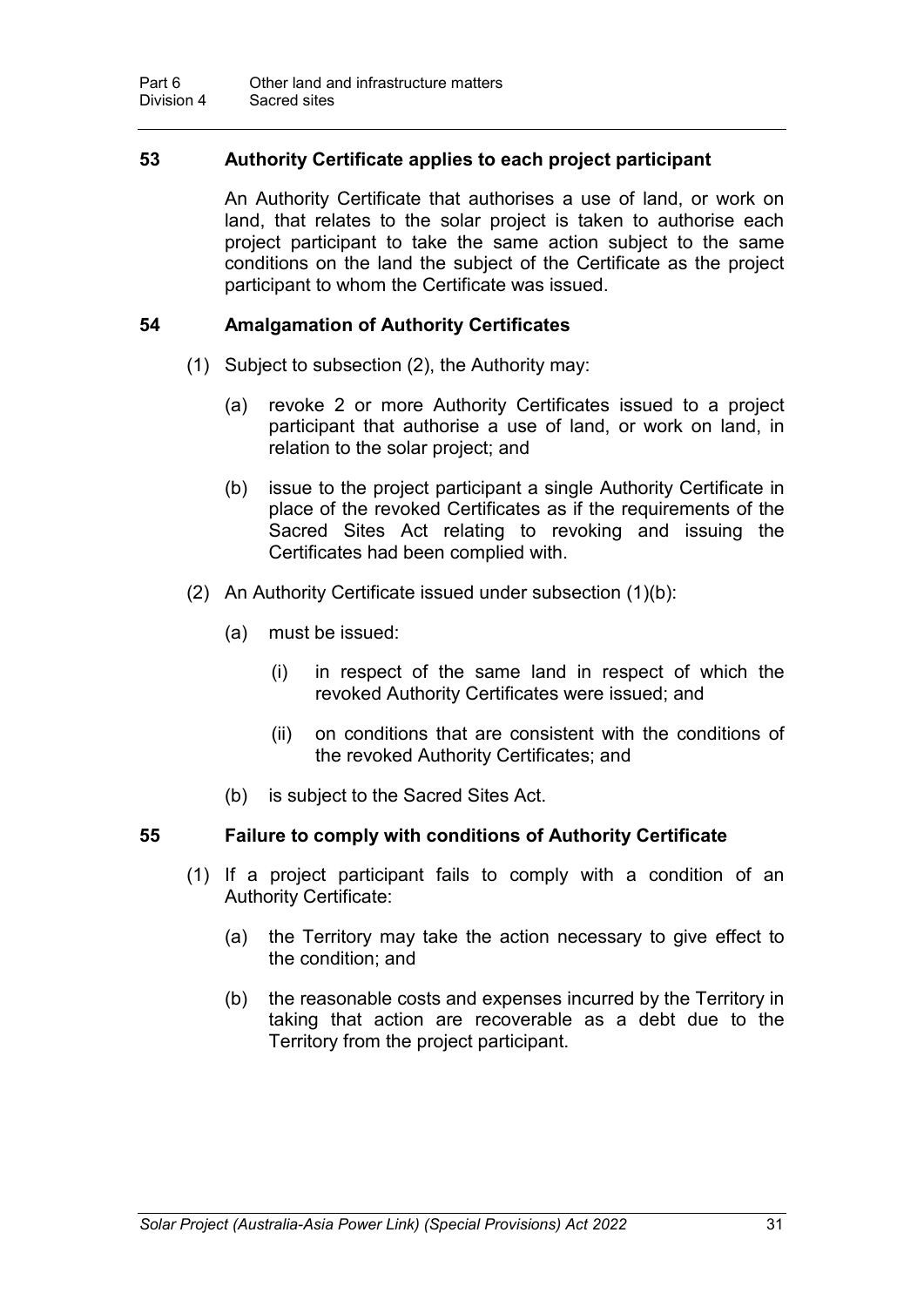### 53 Authority Certificate applies to each project participant

An Authority Certificate that authorises a use of land, or work on land, that relates to the solar project is taken to authorise each project participant to take the same action subject to the same conditions on the land the subject of the Certificate as the project participant to whom the Certificate was issued.

### 54 Amalgamation of Authority Certificates

(1) Subject to subsection (2), the Authority may:

(a) revoke 2 or more Authority Certificates issued to a project participant that authorise a use of land, or work on land, in relation to the solar project; and

(b) issue to the project participant a single Authority Certificate in place of the revoked Certificates as if the requirements of the Sacred Sites Act relating to revoking and issuing the Certificates had been complied with.

(2) An Authority Certificate issued under subsection (1)(b):

(a) must be issued:

(i) in respect of the same land in respect of which the revoked Authority Certificates were issued; and

(ii) on conditions that are consistent with the conditions of the revoked Authority Certificates; and

(b) is subject to the Sacred Sites Act.

### 55 Failure to comply with conditions of Authority Certificate

(1) If a project participant fails to comply with a condition of an Authority Certificate:

(a) the Territory may take the action necessary to give effect to the condition; and

(b) the reasonable costs and expenses incurred by the Territory in taking that action are recoverable as a debt due to the Territory from the project participant.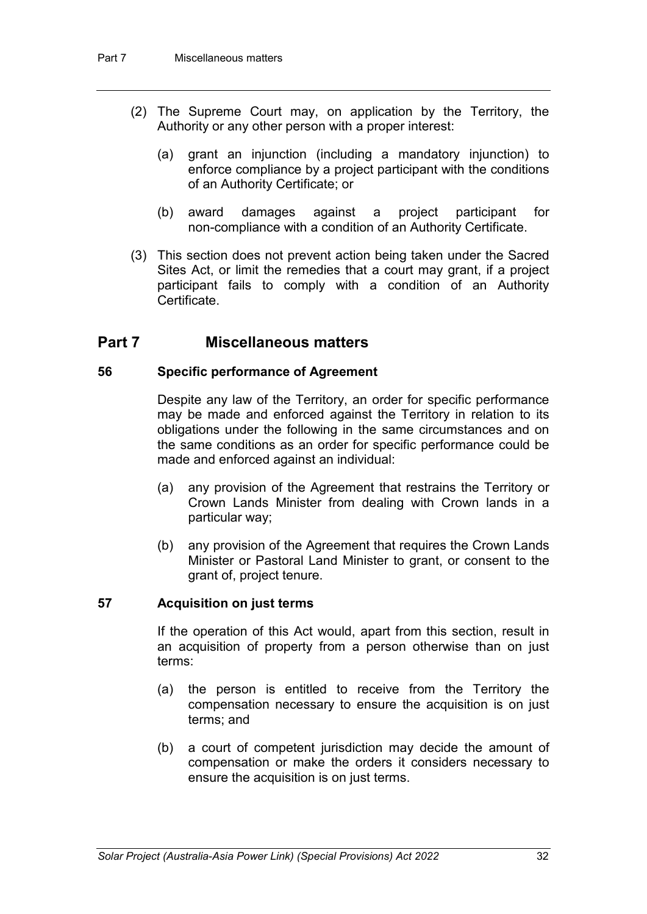(2) The Supreme Court may, on application by the Territory, the Authority or any other person with a proper interest:

(a) grant an injunction (including a mandatory injunction) to enforce compliance by a project participant with the conditions of an Authority Certificate; or

(b) award damages against a project participant for non-compliance with a condition of an Authority Certificate.

(3) This section does not prevent action being taken under the Sacred Sites Act, or limit the remedies that a court may grant, if a project participant fails to comply with a condition of an Authority Certificate.

## Part 7 Miscellaneous matters

### 56 Specific performance of Agreement

Despite any law of the Territory, an order for specific performance may be made and enforced against the Territory in relation to its obligations under the following in the same circumstances and on the same conditions as an order for specific performance could be made and enforced against an individual:

(a) any provision of the Agreement that restrains the Territory or Crown Lands Minister from dealing with Crown lands in a particular way;

(b) any provision of the Agreement that requires the Crown Lands Minister or Pastoral Land Minister to grant, or consent to the grant of, project tenure.

### 57 Acquisition on just terms

If the operation of this Act would, apart from this section, result in an acquisition of property from a person otherwise than on just terms:

(a) the person is entitled to receive from the Territory the compensation necessary to ensure the acquisition is on just terms; and

(b) a court of competent jurisdiction may decide the amount of compensation or make the orders it considers necessary to ensure the acquisition is on just terms.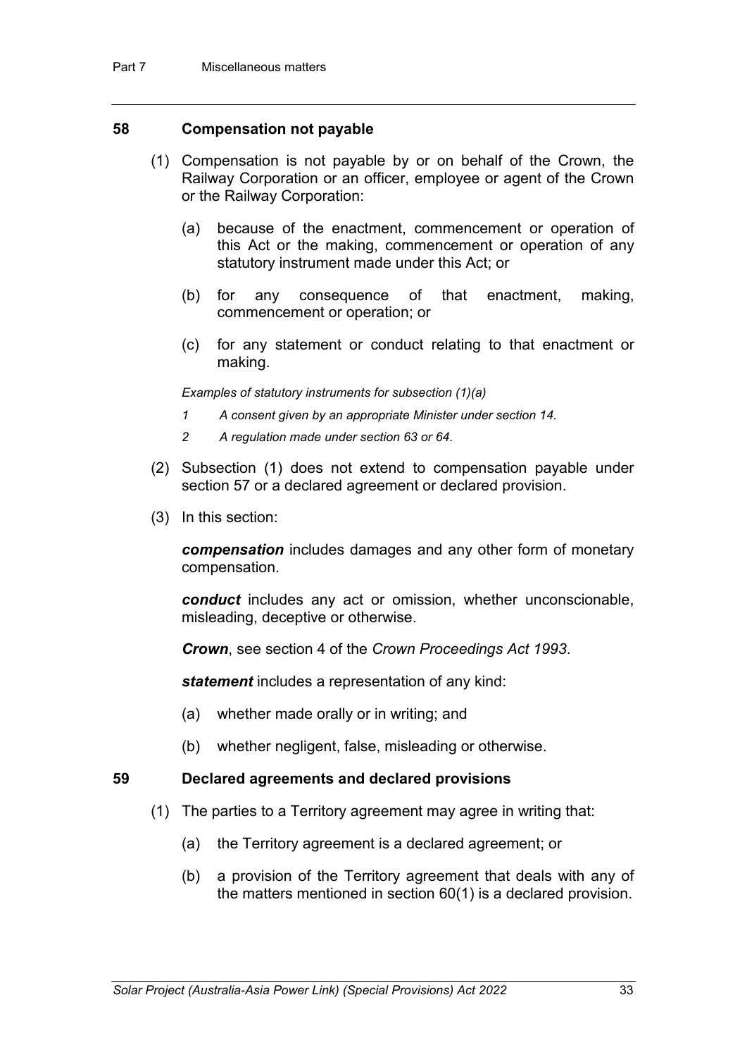## 58 Compensation not payable

(1) Compensation is not payable by or on behalf of the Crown, the Railway Corporation or an officer, employee or agent of the Crown or the Railway Corporation:

(a) because of the enactment, commencement or operation of this Act or the making, commencement or operation of any statutory instrument made under this Act; or

(b) for any consequence of that enactment, making, commencement or operation; or

(c) for any statement or conduct relating to that enactment or making.

*Examples of statutory instruments for subsection (1)(a)*

*1 A consent given by an appropriate Minister under section 14.*

*2 A regulation made under section 63 or 64.*

(2) Subsection (1) does not extend to compensation payable under section 57 or a declared agreement or declared provision.

(3) In this section:

***compensation*** includes damages and any other form of monetary compensation.

***conduct*** includes any act or omission, whether unconscionable, misleading, deceptive or otherwise.

***Crown***, see section 4 of the *Crown Proceedings Act 1993*.

***statement*** includes a representation of any kind:

(a) whether made orally or in writing; and

(b) whether negligent, false, misleading or otherwise.

## 59 Declared agreements and declared provisions

(1) The parties to a Territory agreement may agree in writing that:

(a) the Territory agreement is a declared agreement; or

(b) a provision of the Territory agreement that deals with any of the matters mentioned in section 60(1) is a declared provision.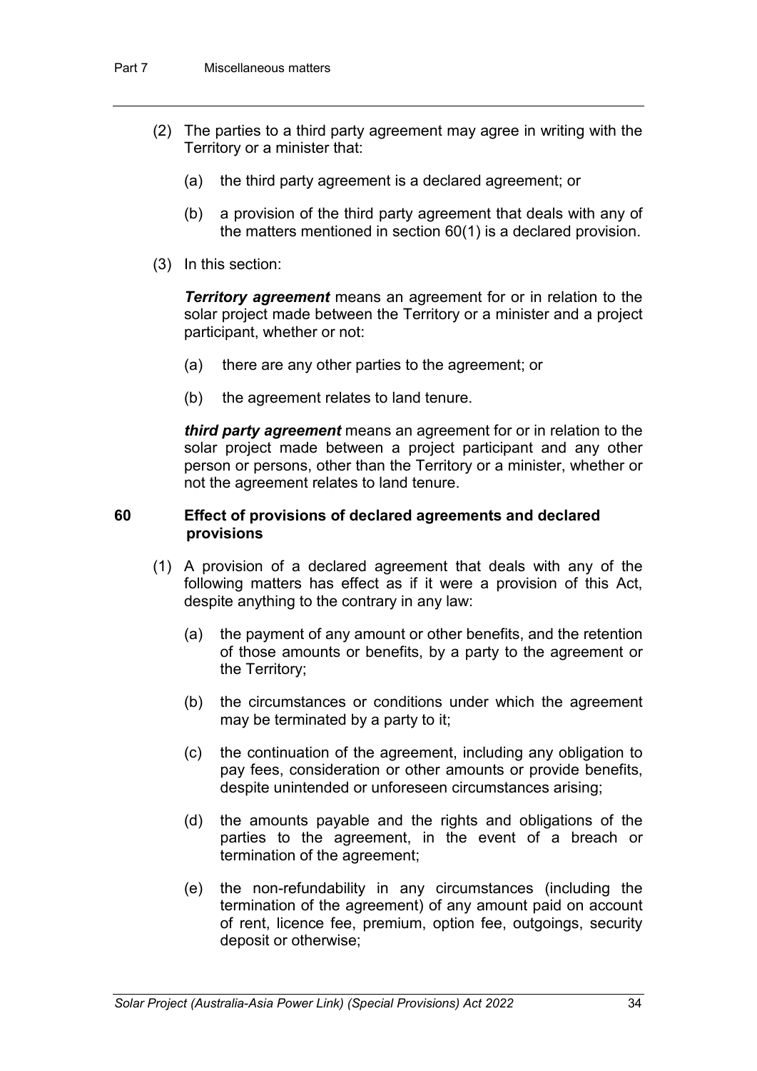(2) The parties to a third party agreement may agree in writing with the Territory or a minister that:

(a) the third party agreement is a declared agreement; or

(b) a provision of the third party agreement that deals with any of the matters mentioned in section 60(1) is a declared provision.

(3) In this section:

***Territory agreement*** means an agreement for or in relation to the solar project made between the Territory or a minister and a project participant, whether or not:

(a) there are any other parties to the agreement; or

(b) the agreement relates to land tenure.

***third party agreement*** means an agreement for or in relation to the solar project made between a project participant and any other person or persons, other than the Territory or a minister, whether or not the agreement relates to land tenure.

### 60 Effect of provisions of declared agreements and declared provisions

(1) A provision of a declared agreement that deals with any of the following matters has effect as if it were a provision of this Act, despite anything to the contrary in any law:

(a) the payment of any amount or other benefits, and the retention of those amounts or benefits, by a party to the agreement or the Territory;

(b) the circumstances or conditions under which the agreement may be terminated by a party to it;

(c) the continuation of the agreement, including any obligation to pay fees, consideration or other amounts or provide benefits, despite unintended or unforeseen circumstances arising;

(d) the amounts payable and the rights and obligations of the parties to the agreement, in the event of a breach or termination of the agreement;

(e) the non-refundability in any circumstances (including the termination of the agreement) of any amount paid on account of rent, licence fee, premium, option fee, outgoings, security deposit or otherwise;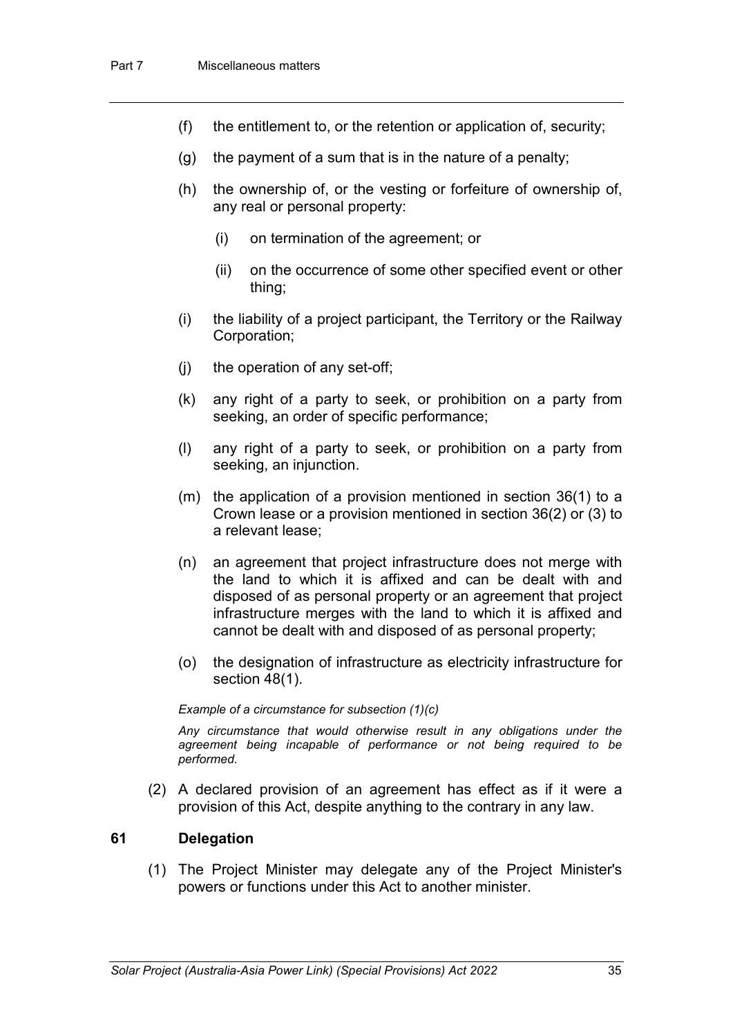(f) the entitlement to, or the retention or application of, security;

(g) the payment of a sum that is in the nature of a penalty;

(h) the ownership of, or the vesting or forfeiture of ownership of, any real or personal property:

  (i) on termination of the agreement; or

  (ii) on the occurrence of some other specified event or other thing;

(i) the liability of a project participant, the Territory or the Railway Corporation;

(j) the operation of any set-off;

(k) any right of a party to seek, or prohibition on a party from seeking, an order of specific performance;

(l) any right of a party to seek, or prohibition on a party from seeking, an injunction.

(m) the application of a provision mentioned in section 36(1) to a Crown lease or a provision mentioned in section 36(2) or (3) to a relevant lease;

(n) an agreement that project infrastructure does not merge with the land to which it is affixed and can be dealt with and disposed of as personal property or an agreement that project infrastructure merges with the land to which it is affixed and cannot be dealt with and disposed of as personal property;

(o) the designation of infrastructure as electricity infrastructure for section 48(1).

*Example of a circumstance for subsection (1)(c)*

*Any circumstance that would otherwise result in any obligations under the agreement being incapable of performance or not being required to be performed.*

(2) A declared provision of an agreement has effect as if it were a provision of this Act, despite anything to the contrary in any law.

### 61 Delegation

(1) The Project Minister may delegate any of the Project Minister's powers or functions under this Act to another minister.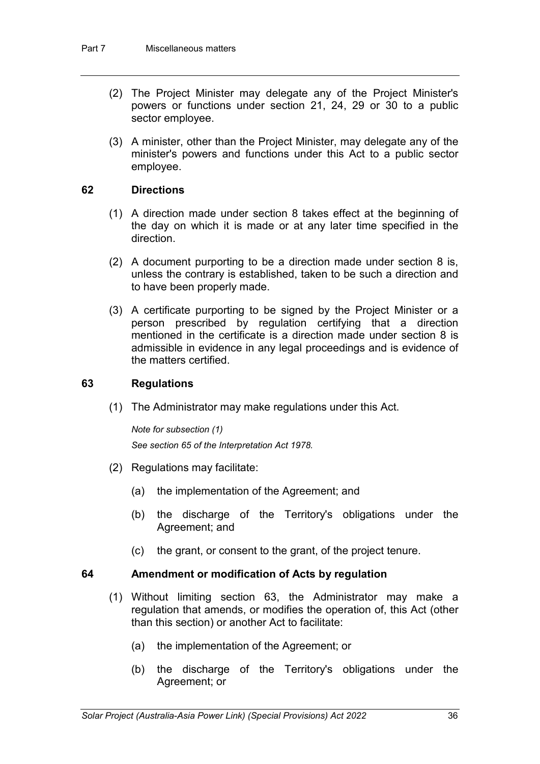(2) The Project Minister may delegate any of the Project Minister's powers or functions under section 21, 24, 29 or 30 to a public sector employee.

(3) A minister, other than the Project Minister, may delegate any of the minister's powers and functions under this Act to a public sector employee.

### 62 Directions

(1) A direction made under section 8 takes effect at the beginning of the day on which it is made or at any later time specified in the direction.

(2) A document purporting to be a direction made under section 8 is, unless the contrary is established, taken to be such a direction and to have been properly made.

(3) A certificate purporting to be signed by the Project Minister or a person prescribed by regulation certifying that a direction mentioned in the certificate is a direction made under section 8 is admissible in evidence in any legal proceedings and is evidence of the matters certified.

### 63 Regulations

(1) The Administrator may make regulations under this Act.

*Note for subsection (1)*

*See section 65 of the Interpretation Act 1978.*

(2) Regulations may facilitate:

(a) the implementation of the Agreement; and

(b) the discharge of the Territory's obligations under the Agreement; and

(c) the grant, or consent to the grant, of the project tenure.

### 64 Amendment or modification of Acts by regulation

(1) Without limiting section 63, the Administrator may make a regulation that amends, or modifies the operation of, this Act (other than this section) or another Act to facilitate:

(a) the implementation of the Agreement; or

(b) the discharge of the Territory's obligations under the Agreement; or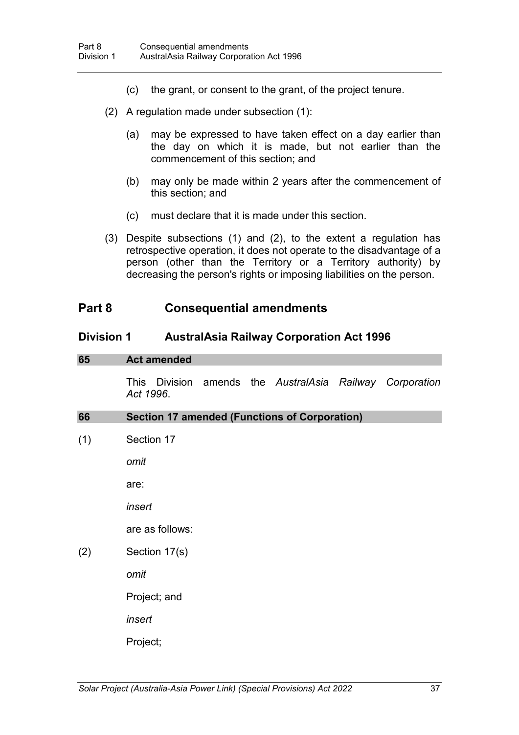(c) the grant, or consent to the grant, of the project tenure.

(2) A regulation made under subsection (1):

(a) may be expressed to have taken effect on a day earlier than the day on which it is made, but not earlier than the commencement of this section; and

(b) may only be made within 2 years after the commencement of this section; and

(c) must declare that it is made under this section.

(3) Despite subsections (1) and (2), to the extent a regulation has retrospective operation, it does not operate to the disadvantage of a person (other than the Territory or a Territory authority) by decreasing the person's rights or imposing liabilities on the person.

# Part 8 Consequential amendments

## Division 1 AustralAsia Railway Corporation Act 1996

### 65 Act amended

This Division amends the *AustralAsia Railway Corporation Act 1996*.

### 66 Section 17 amended (Functions of Corporation)

(1) Section 17

*omit*

are:

*insert*

are as follows:

(2) Section 17(s)

*omit*

Project; and

*insert*

Project;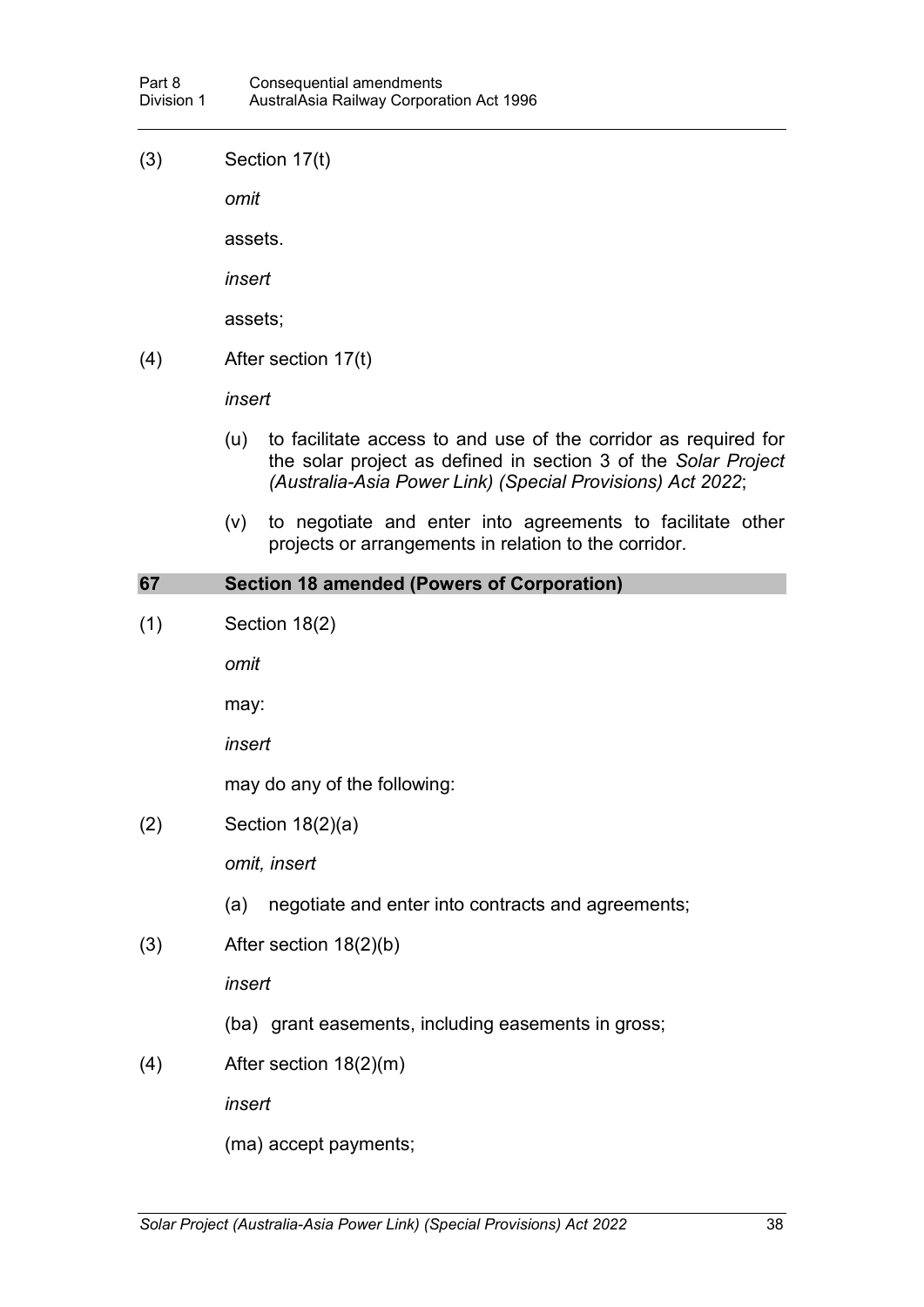(3) Section 17(t)

*omit*

assets.

*insert*

assets;

(4) After section 17(t)

*insert*

(u) to facilitate access to and use of the corridor as required for the solar project as defined in section 3 of the *Solar Project (Australia-Asia Power Link) (Special Provisions) Act 2022*;

(v) to negotiate and enter into agreements to facilitate other projects or arrangements in relation to the corridor.

### 67 Section 18 amended (Powers of Corporation)

(1) Section 18(2)

*omit*

may:

*insert*

may do any of the following:

(2) Section 18(2)(a)

*omit, insert*

(a) negotiate and enter into contracts and agreements;

(3) After section 18(2)(b)

*insert*

(ba) grant easements, including easements in gross;

(4) After section 18(2)(m)

*insert*

(ma) accept payments;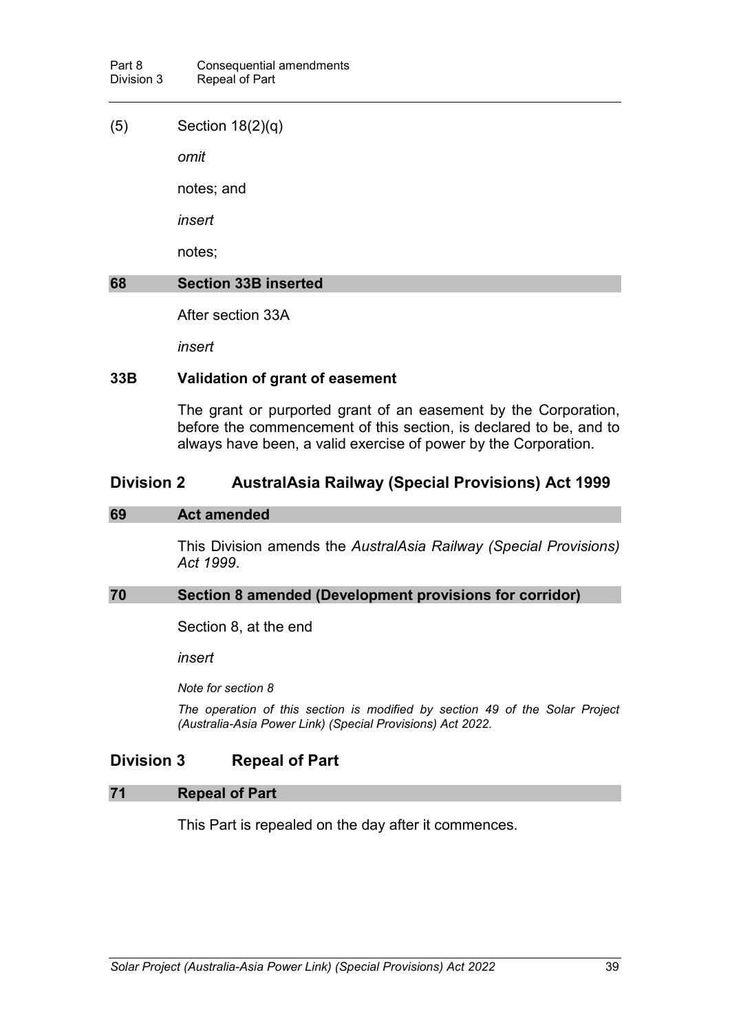(5) Section 18(2)(q)

*omit*

notes; and

*insert*

notes;

**68 Section 33B inserted**

After section 33A

*insert*

**33B Validation of grant of easement**

The grant or purported grant of an easement by the Corporation, before the commencement of this section, is declared to be, and to always have been, a valid exercise of power by the Corporation.

## Division 2 AustralAsia Railway (Special Provisions) Act 1999

**69 Act amended**

This Division amends the *AustralAsia Railway (Special Provisions) Act 1999*.

**70 Section 8 amended (Development provisions for corridor)**

Section 8, at the end

*insert*

*Note for section 8*

*The operation of this section is modified by section 49 of the Solar Project (Australia-Asia Power Link) (Special Provisions) Act 2022.*

## Division 3 Repeal of Part

**71 Repeal of Part**

This Part is repealed on the day after it commences.